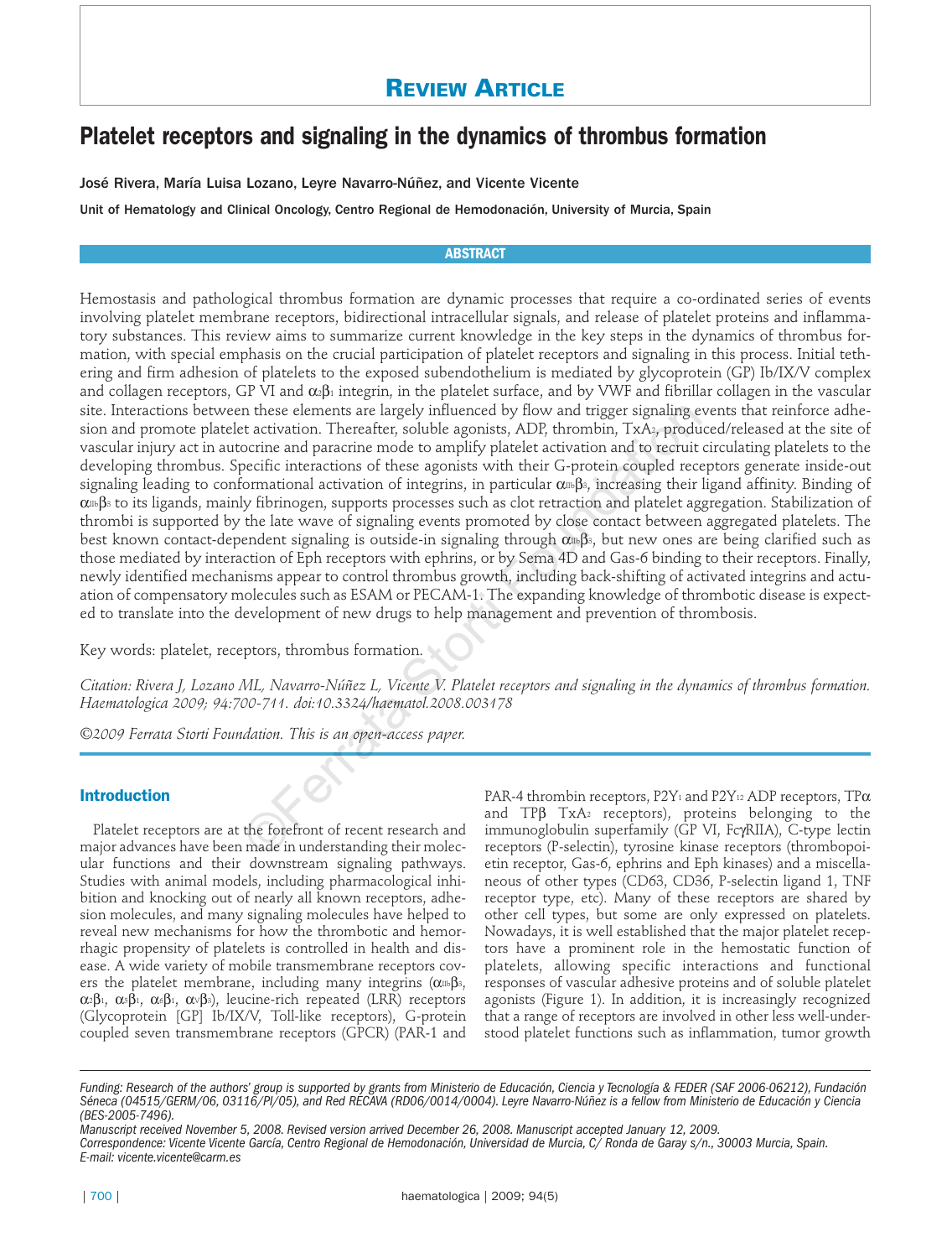# Review Article

# Platelet receptors and signaling in the dynamics of thrombus formation

José Rivera, María Luisa Lozano, Leyre Navarro-Núñez, and Vicente Vicente

Unit of Hematology and Clinical Oncology, Centro Regional de Hemodonación, University of Murcia, Spain

## ABSTRACT

Hemostasis and pathological thrombus formation are dynamic processes that require a co-ordinated series of events involving platelet membrane receptors, bidirectional intracellular signals, and release of platelet proteins and inflammatory substances. This review aims to summarize current knowledge in the key steps in the dynamics of thrombus formation, with special emphasis on the crucial participation of platelet receptors and signaling in this process. Initial tethering and firm adhesion of platelets to the exposed subendothelium is mediated by glycoprotein (GP) Ib/IX/V complex and collagen receptors, GP VI and $\alpha_2\beta_1$ integrin, in the platelet surface, and by VWF and fibrillar collagen in the vascular site. Interactions between these elements are largely influenced by flow and trigger signaling events that reinforce adhesion and promote platelet activation. Thereafter, soluble agonists, ADP, thrombin, $TxA_2$, produced/released at the site of vascular injury act in autocrine and paracrine mode to amplify platelet activation and to recruit circulating platelets to the developing thrombus. Specific interactions of these agonists with their G-protein coupled receptors generate inside-out signaling leading to conformational activation of integrins, in particular $\alpha_{IIb}\beta_3$, increasing their ligand affinity. Binding of $\alpha_{IIb}\beta_3$ to its ligands, mainly fibrinogen, supports processes such as clot retraction and platelet aggregation. Stabilization of thrombi is supported by the late wave of signaling events promoted by close contact between aggregated platelets. The best known contact-dependent signaling is outside-in signaling through $\alpha_{IIb}\beta_3$, but new ones are being clarified such as those mediated by interaction of Eph receptors with ephrins, or by Sema 4D and Gas-6 binding to their receptors. Finally, newly identified mechanisms appear to control thrombus growth, including back-shifting of activated integrins and actuation of compensatory molecules such as ESAM or PECAM-1. The expanding knowledge of thrombotic disease is expected to translate into the development of new drugs to help management and prevention of thrombosis.

Key words: platelet, receptors, thrombus formation.

*Citation: Rivera J, Lozano ML, Navarro-Núñez L, Vicente V. Platelet receptors and signaling in the dynamics of thrombus formation. Haematologica 2009; 94:700-711. doi:10.3324/haematol.2008.003178*

*©2009 Ferrata Storti Foundation. This is an open-access paper.*

## Introduction

Platelet receptors are at the forefront of recent research and major advances have been made in understanding their molecular functions and their downstream signaling pathways. Studies with animal models, including pharmacological inhibition and knocking out of nearly all known receptors, adhesion molecules, and many signaling molecules have helped to reveal new mechanisms for how the thrombotic and hemorrhagic propensity of platelets is controlled in health and disease. A wide variety of mobile transmembrane receptors covers the platelet membrane, including many integrins ($\alpha_{IIb}\beta_3$, $\alpha_2\beta_1$, $\alpha_5\beta_1$, $\alpha_6\beta_1$, $\alpha_v\beta_3$), leucine-rich repeated (LRR) receptors (Glycoprotein [GP] Ib/IX/V, Toll-like receptors), G-protein coupled seven transmembrane receptors (GPCR) (PAR-1 and PAR-4 thrombin receptors, $P2Y_1$ and $P2Y_{12}$ ADP receptors, TP$\alpha$ and TP$\beta$ $TxA_2$ receptors), proteins belonging to the immunoglobulin superfamily (GP VI, Fc$\gamma$RIIA), C-type lectin receptors (P-selectin), tyrosine kinase receptors (thrombopoietin receptor, Gas-6, ephrins and Eph kinases) and a miscellaneous of other types (CD63, CD36, P-selectin ligand 1, TNF receptor type, etc). Many of these receptors are shared by other cell types, but some are only expressed on platelets. Nowadays, it is well established that the major platelet receptors have a prominent role in the hemostatic function of platelets, allowing specific interactions and functional responses of vascular adhesive proteins and of soluble platelet agonists (Figure 1). In addition, it is increasingly recognized that a range of receptors are involved in other less well-understood platelet functions such as inflammation, tumor growth

*Funding: Research of the authors' group is supported by grants from Ministerio de Educación, Ciencia y Tecnología & FEDER (SAF 2006-06212), Fundación Séneca (04515/GERM/06, 03116/PI/05), and Red RECAVA (RD06/0014/0004). Leyre Navarro-Núñez is a fellow from Ministerio de Educación y Ciencia (BES-2005-7496).*

*Manuscript received November 5, 2008. Revised version arrived December 26, 2008. Manuscript accepted January 12, 2009.*

*Correspondence: Vicente Vicente García, Centro Regional de Hemodonación, Universidad de Murcia, C/ Ronda de Garay s/n., 30003 Murcia, Spain. E-mail: vicente.vicente@carm.es*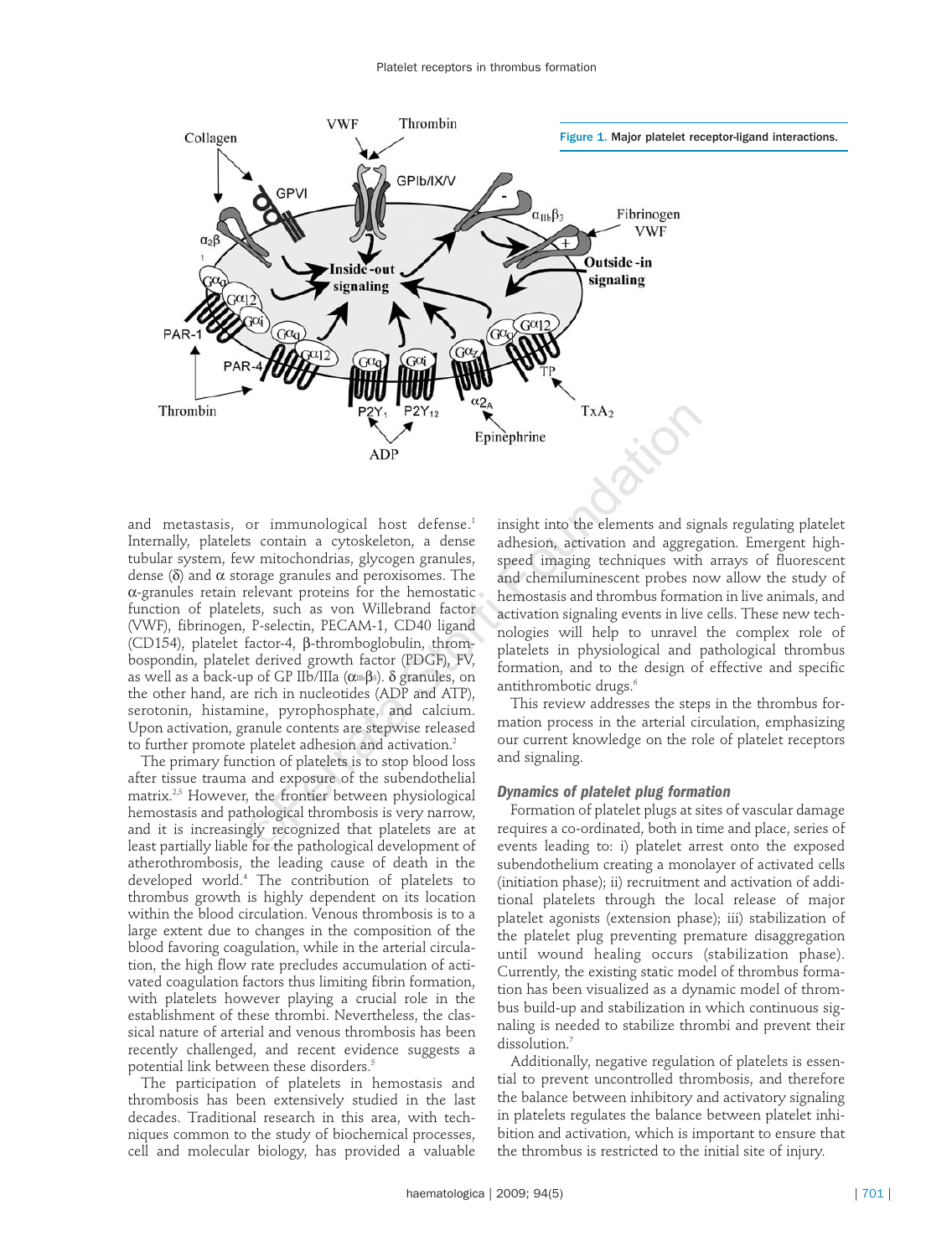Figure 1. Major platelet receptor-ligand interactions.

and metastasis, or immunological host defense.[1] Internally, platelets contain a cytoskeleton, a dense tubular system, few mitochondrias, glycogen granules, dense (δ) and α storage granules and peroxisomes. The α-granules retain relevant proteins for the hemostatic function of platelets, such as von Willebrand factor (VWF), fibrinogen, P-selectin, PECAM-1, CD40 ligand (CD154), platelet factor-4, β-thromboglobulin, thrombospondin, platelet derived growth factor (PDGF), FV, as well as a back-up of GP IIb/IIIa ($\alpha_{IIb}\beta_3$). δ granules, on the other hand, are rich in nucleotides (ADP and ATP), serotonin, histamine, pyrophosphate, and calcium. Upon activation, granule contents are stepwise released to further promote platelet adhesion and activation.[2]

The primary function of platelets is to stop blood loss after tissue trauma and exposure of the subendothelial matrix.[2,3] However, the frontier between physiological hemostasis and pathological thrombosis is very narrow, and it is increasingly recognized that platelets are at least partially liable for the pathological development of atherothrombosis, the leading cause of death in the developed world.[4] The contribution of platelets to thrombus growth is highly dependent on its location within the blood circulation. Venous thrombosis is to a large extent due to changes in the composition of the blood favoring coagulation, while in the arterial circulation, the high flow rate precludes accumulation of activated coagulation factors thus limiting fibrin formation, with platelets however playing a crucial role in the establishment of these thrombi. Nevertheless, the classical nature of arterial and venous thrombosis has been recently challenged, and recent evidence suggests a potential link between these disorders.[5]

The participation of platelets in hemostasis and thrombosis has been extensively studied in the last decades. Traditional research in this area, with techniques common to the study of biochemical processes, cell and molecular biology, has provided a valuable insight into the elements and signals regulating platelet adhesion, activation and aggregation. Emergent high-speed imaging techniques with arrays of fluorescent and chemiluminescent probes now allow the study of hemostasis and thrombus formation in live animals, and activation signaling events in live cells. These new technologies will help to unravel the complex role of platelets in physiological and pathological thrombus formation, and to the design of effective and specific antithrombotic drugs.[6]

This review addresses the steps in the thrombus formation process in the arterial circulation, emphasizing our current knowledge on the role of platelet receptors and signaling.

### Dynamics of platelet plug formation

Formation of platelet plugs at sites of vascular damage requires a co-ordinated, both in time and place, series of events leading to: i) platelet arrest onto the exposed subendothelium creating a monolayer of activated cells (initiation phase); ii) recruitment and activation of additional platelets through the local release of major platelet agonists (extension phase); iii) stabilization of the platelet plug preventing premature disaggregation until wound healing occurs (stabilization phase). Currently, the existing static model of thrombus formation has been visualized as a dynamic model of thrombus build-up and stabilization in which continuous signaling is needed to stabilize thrombi and prevent their dissolution.[7]

Additionally, negative regulation of platelets is essential to prevent uncontrolled thrombosis, and therefore the balance between inhibitory and activatory signaling in platelets regulates the balance between platelet inhibition and activation, which is important to ensure that the thrombus is restricted to the initial site of injury.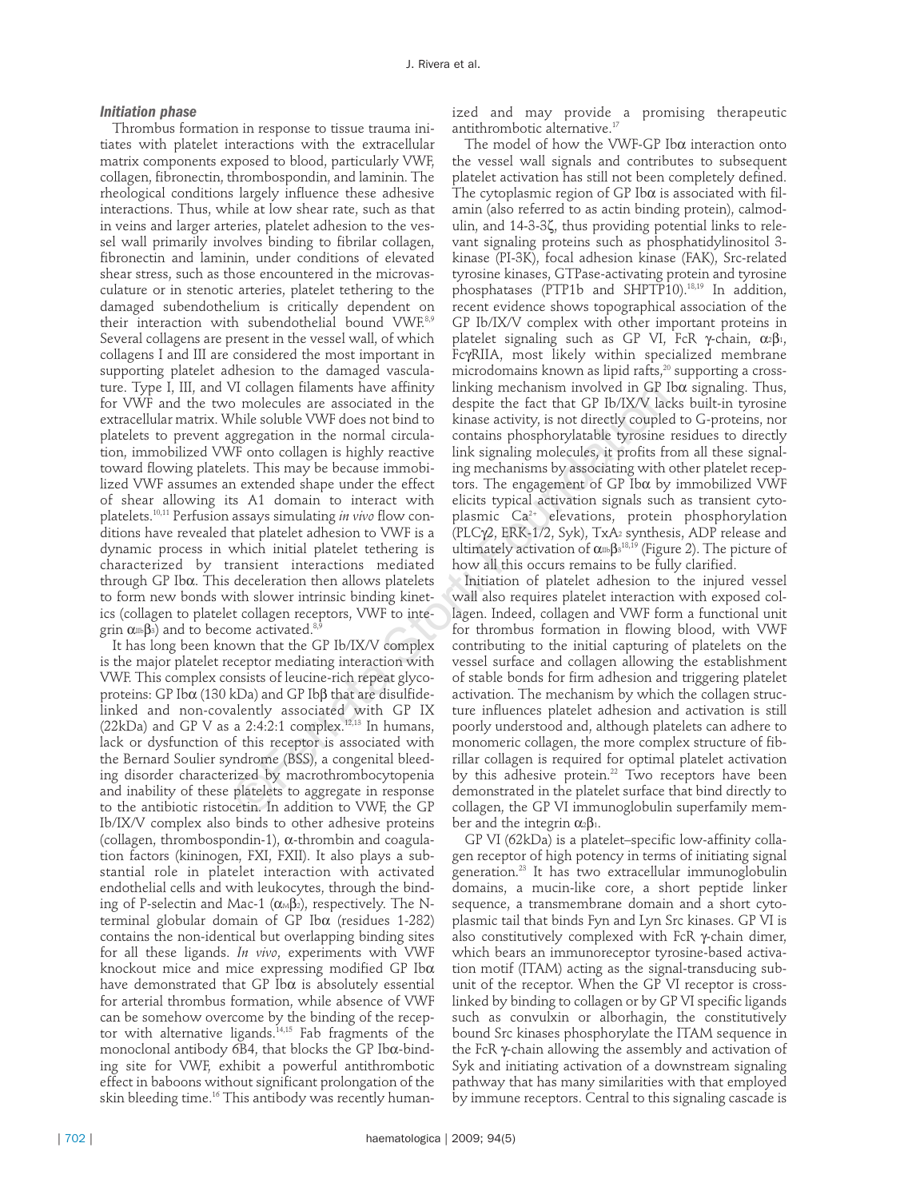### *Initiation phase*

Thrombus formation in response to tissue trauma initiates with platelet interactions with the extracellular matrix components exposed to blood, particularly VWF, collagen, fibronectin, thrombospondin, and laminin. The rheological conditions largely influence these adhesive interactions. Thus, while at low shear rate, such as that in veins and larger arteries, platelet adhesion to the vessel wall primarily involves binding to fibrilar collagen, fibronectin and laminin, under conditions of elevated shear stress, such as those encountered in the microvasculature or in stenotic arteries, platelet tethering to the damaged subendothelium is critically dependent on their interaction with subendothelial bound VWF.[8,9] Several collagens are present in the vessel wall, of which collagens I and III are considered the most important in supporting platelet adhesion to the damaged vasculature. Type I, III, and VI collagen filaments have affinity for VWF and the two molecules are associated in the extracellular matrix. While soluble VWF does not bind to platelets to prevent aggregation in the normal circulation, immobilized VWF onto collagen is highly reactive toward flowing platelets. This may be because immobilized VWF assumes an extended shape under the effect of shear allowing its A1 domain to interact with platelets.[10,11] Perfusion assays simulating *in vivo* flow conditions have revealed that platelet adhesion to VWF is a dynamic process in which initial platelet tethering is characterized by transient interactions mediated through GP Ibα. This deceleration then allows platelets to form new bonds with slower intrinsic binding kinetics (collagen to platelet collagen receptors, VWF to integrin $\alpha_{IIb}\beta_3$) and to become activated.[8,9]

It has long been known that the GP Ib/IX/V complex is the major platelet receptor mediating interaction with VWF. This complex consists of leucine-rich repeat glycoproteins: GP Ibα (130 kDa) and GP Ibβ that are disulfide-linked and non-covalently associated with GP IX (22kDa) and GP V as a 2:4:2:1 complex.[12,13] In humans, lack or dysfunction of this receptor is associated with the Bernard Soulier syndrome (BSS), a congenital bleeding disorder characterized by macrothrombocytopenia and inability of these platelets to aggregate in response to the antibiotic ristocetin. In addition to VWF, the GP Ib/IX/V complex also binds to other adhesive proteins (collagen, thrombospondin-1), α-thrombin and coagulation factors (kininogen, FXI, FXII). It also plays a substantial role in platelet interaction with activated endothelial cells and with leukocytes, through the binding of P-selectin and Mac-1 ($\alpha_M\beta_2$), respectively. The N-terminal globular domain of GP Ibα (residues 1-282) contains the non-identical but overlapping binding sites for all these ligands. *In vivo*, experiments with VWF knockout mice and mice expressing modified GP Ibα have demonstrated that GP Ibα is absolutely essential for arterial thrombus formation, while absence of VWF can be somehow overcome by the binding of the receptor with alternative ligands.[14,15] Fab fragments of the monoclonal antibody 6B4, that blocks the GP Ibα-binding site for VWF, exhibit a powerful antithrombotic effect in baboons without significant prolongation of the skin bleeding time.[16] This antibody was recently humanized and may provide a promising therapeutic antithrombotic alternative.[17]

The model of how the VWF-GP Ibα interaction onto the vessel wall signals and contributes to subsequent platelet activation has still not been completely defined. The cytoplasmic region of GP Ibα is associated with filamin (also referred to as actin binding protein), calmodulin, and 14-3-3ζ, thus providing potential links to relevant signaling proteins such as phosphatidylinositol 3-kinase (PI-3K), focal adhesion kinase (FAK), Src-related tyrosine kinases, GTPase-activating protein and tyrosine phosphatases (PTP1b and SHPTP10).[18,19] In addition, recent evidence shows topographical association of the GP Ib/IX/V complex with other important proteins in platelet signaling such as GP VI, FcR γ-chain, $\alpha_2\beta_1$, FcγRIIA, most likely within specialized membrane microdomains known as lipid rafts,[20] supporting a cross-linking mechanism involved in GP Ibα signaling. Thus, despite the fact that GP Ib/IX/V lacks built-in tyrosine kinase activity, is not directly coupled to G-proteins, nor contains phosphorylatable tyrosine residues to directly link signaling molecules, it profits from all these signaling mechanisms by associating with other platelet receptors. The engagement of GP Ibα by immobilized VWF elicits typical activation signals such as transient cytoplasmic $Ca^{2+}$ elevations, protein phosphorylation (PLCγ2, ERK-1/2, Syk), $TxA_2$ synthesis, ADP release and ultimately activation of $\alpha_{IIb}\beta_3$[18,19] (Figure 2). The picture of how all this occurs remains to be fully clarified.

Initiation of platelet adhesion to the injured vessel wall also requires platelet interaction with exposed collagen. Indeed, collagen and VWF form a functional unit for thrombus formation in flowing blood, with VWF contributing to the initial capturing of platelets on the vessel surface and collagen allowing the establishment of stable bonds for firm adhesion and triggering platelet activation. The mechanism by which the collagen structure influences platelet adhesion and activation is still poorly understood and, although platelets can adhere to monomeric collagen, the more complex structure of fibrillar collagen is required for optimal platelet activation by this adhesive protein.[22] Two receptors have been demonstrated in the platelet surface that bind directly to collagen, the GP VI immunoglobulin superfamily member and the integrin $\alpha_2\beta_1$.

GP VI (62kDa) is a platelet–specific low-affinity collagen receptor of high potency in terms of initiating signal generation.[23] It has two extracellular immunoglobulin domains, a mucin-like core, a short peptide linker sequence, a transmembrane domain and a short cytoplasmic tail that binds Fyn and Lyn Src kinases. GP VI is also constitutively complexed with FcR γ-chain dimer, which bears an immunoreceptor tyrosine-based activation motif (ITAM) acting as the signal-transducing subunit of the receptor. When the GP VI receptor is cross-linked by binding to collagen or by GP VI specific ligands such as convulxin or alborhagin, the constitutively bound Src kinases phosphorylate the ITAM sequence in the FcR γ-chain allowing the assembly and activation of Syk and initiating activation of a downstream signaling pathway that has many similarities with that employed by immune receptors. Central to this signaling cascade is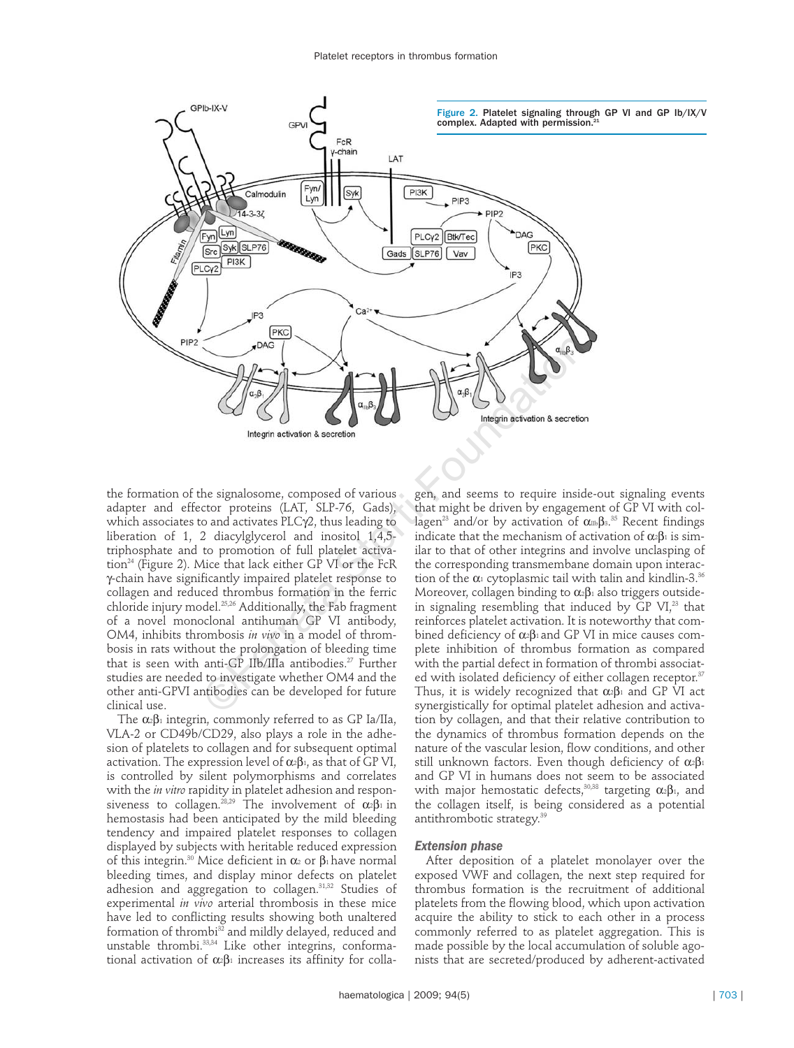Figure 2. Platelet signaling through GP VI and GP Ib/IX/V complex. Adapted with permission.[21]

the formation of the signalosome, composed of various adapter and effector proteins (LAT, SLP-76, Gads), which associates to and activates PLCγ2, thus leading to liberation of 1, 2 diacylglycerol and inositol 1,4,5-triphosphate and to promotion of full platelet activation[24] (Figure 2). Mice that lack either GP VI or the FcR γ-chain have significantly impaired platelet response to collagen and reduced thrombus formation in the ferric chloride injury model.[25,26] Additionally, the Fab fragment of a novel monoclonal antihuman GP VI antibody, OM4, inhibits thrombosis *in vivo* in a model of thrombosis in rats without the prolongation of bleeding time that is seen with anti-GP IIb/IIIa antibodies.[27] Further studies are needed to investigate whether OM4 and the other anti-GPVI antibodies can be developed for future clinical use.

The $\alpha_2\beta_1$ integrin, commonly referred to as GP Ia/IIa, VLA-2 or CD49b/CD29, also plays a role in the adhesion of platelets to collagen and for subsequent optimal activation. The expression level of $\alpha_2\beta_1$, as that of GP VI, is controlled by silent polymorphisms and correlates with the *in vitro* rapidity in platelet adhesion and responsiveness to collagen.[28,29] The involvement of $\alpha_2\beta_1$ in hemostasis had been anticipated by the mild bleeding tendency and impaired platelet responses to collagen displayed by subjects with heritable reduced expression of this integrin.[30] Mice deficient in $\alpha_2$ or $\beta_1$ have normal bleeding times, and display minor defects on platelet adhesion and aggregation to collagen.[31,32] Studies of experimental *in vivo* arterial thrombosis in these mice have led to conflicting results showing both unaltered formation of thrombi[32] and mildly delayed, reduced and unstable thrombi.[33,34] Like other integrins, conformational activation of $\alpha_2\beta_1$ increases its affinity for collagen, and seems to require inside-out signaling events that might be driven by engagement of GP VI with collagen[23] and/or by activation of $\alpha_{IIb}\beta_3$.[35] Recent findings indicate that the mechanism of activation of $\alpha_2\beta_1$ is similar to that of other integrins and involve unclasping of the corresponding transmembane domain upon interaction of the $\alpha_1$ cytoplasmic tail with talin and kindlin-3.[36] Moreover, collagen binding to $\alpha_2\beta_1$ also triggers outside-in signaling resembling that induced by GP VI,[23] that reinforces platelet activation. It is noteworthy that combined deficiency of $\alpha_2\beta_1$ and GP VI in mice causes complete inhibition of thrombus formation as compared with the partial defect in formation of thrombi associated with isolated deficiency of either collagen receptor.[37] Thus, it is widely recognized that $\alpha_2\beta_1$ and GP VI act synergistically for optimal platelet adhesion and activation by collagen, and that their relative contribution to the dynamics of thrombus formation depends on the nature of the vascular lesion, flow conditions, and other still unknown factors. Even though deficiency of $\alpha_2\beta_1$ and GP VI in humans does not seem to be associated with major hemostatic defects,[30,38] targeting $\alpha_2\beta_1$, and the collagen itself, is being considered as a potential antithrombotic strategy.[39]

### Extension phase

After deposition of a platelet monolayer over the exposed VWF and collagen, the next step required for thrombus formation is the recruitment of additional platelets from the flowing blood, which upon activation acquire the ability to stick to each other in a process commonly referred to as platelet aggregation. This is made possible by the local accumulation of soluble agonists that are secreted/produced by adherent-activated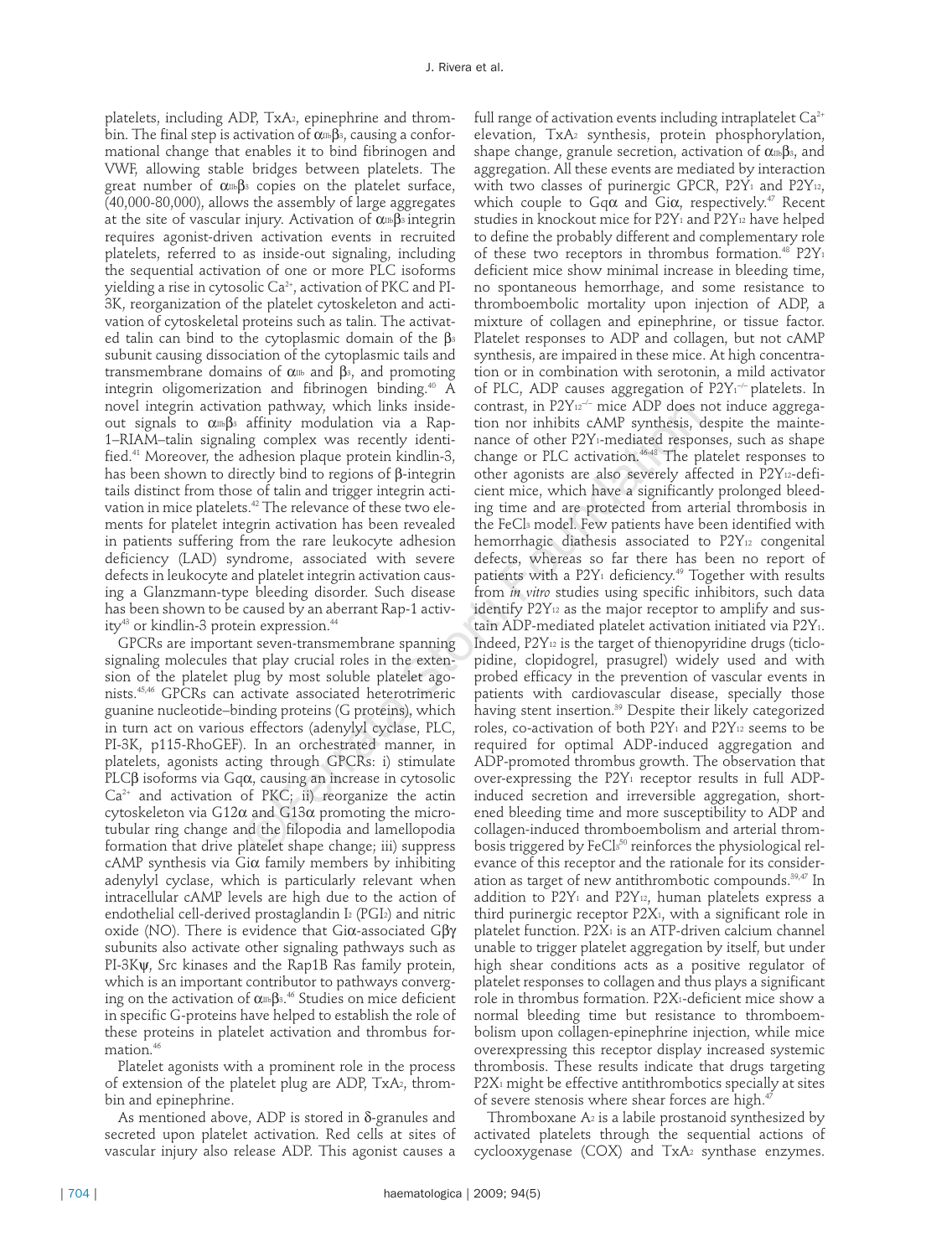platelets, including ADP, $TxA_2$, epinephrine and thrombin. The final step is activation of $\alpha_{IIb}\beta_3$, causing a conformational change that enables it to bind fibrinogen and VWF, allowing stable bridges between platelets. The great number of $\alpha_{IIb}\beta_3$ copies on the platelet surface, (40,000-80,000), allows the assembly of large aggregates at the site of vascular injury. Activation of $\alpha_{IIb}\beta_3$ integrin requires agonist-driven activation events in recruited platelets, referred to as inside-out signaling, including the sequential activation of one or more PLC isoforms yielding a rise in cytosolic $Ca^{2+}$, activation of PKC and PI-3K, reorganization of the platelet cytoskeleton and activation of cytoskeletal proteins such as talin. The activated talin can bind to the cytoplasmic domain of the $\beta_3$ subunit causing dissociation of the cytoplasmic tails and transmembrane domains of $\alpha_{IIb}$ and $\beta_3$, and promoting integrin oligomerization and fibrinogen binding.[40] A novel integrin activation pathway, which links inside-out signals to $\alpha_{IIb}\beta_3$ affinity modulation via a Rap-1–RIAM–talin signaling complex was recently identified.[41] Moreover, the adhesion plaque protein kindlin-3, has been shown to directly bind to regions of β-integrin tails distinct from those of talin and trigger integrin activation in mice platelets.[42] The relevance of these two elements for platelet integrin activation has been revealed in patients suffering from the rare leukocyte adhesion deficiency (LAD) syndrome, associated with severe defects in leukocyte and platelet integrin activation causing a Glanzmann-type bleeding disorder. Such disease has been shown to be caused by an aberrant Rap-1 activity[43] or kindlin-3 protein expression.[44]

GPCRs are important seven-transmembrane spanning signaling molecules that play crucial roles in the extension of the platelet plug by most soluble platelet agonists.[45,46] GPCRs can activate associated heterotrimeric guanine nucleotide–binding proteins (G proteins), which in turn act on various effectors (adenylyl cyclase, PLC, PI-3K, p115-RhoGEF). In an orchestrated manner, in platelets, agonists acting through GPCRs: i) stimulate PLCβ isoforms via Gqα, causing an increase in cytosolic $Ca^{2+}$ and activation of PKC; ii) reorganize the actin cytoskeleton via G12α and G13α promoting the microtubular ring change and the filopodia and lamellopodia formation that drive platelet shape change; iii) suppress cAMP synthesis via Giα family members by inhibiting adenylyl cyclase, which is particularly relevant when intracellular cAMP levels are high due to the action of endothelial cell-derived prostaglandin $I_2$ ($PGI_2$) and nitric oxide (NO). There is evidence that Giα-associated Gβγ subunits also activate other signaling pathways such as PI-3Kψ, Src kinases and the Rap1B Ras family protein, which is an important contributor to pathways converging on the activation of $\alpha_{IIb}\beta_3$.[46] Studies on mice deficient in specific G-proteins have helped to establish the role of these proteins in platelet activation and thrombus formation.[46]

Platelet agonists with a prominent role in the process of extension of the platelet plug are ADP, $TxA_2$, thrombin and epinephrine.

As mentioned above, ADP is stored in δ-granules and secreted upon platelet activation. Red cells at sites of vascular injury also release ADP. This agonist causes a full range of activation events including intraplatelet $Ca^{2+}$ elevation, $TxA_2$ synthesis, protein phosphorylation, shape change, granule secretion, activation of $\alpha_{IIb}\beta_3$, and aggregation. All these events are mediated by interaction with two classes of purinergic GPCR, $P2Y_1$ and $P2Y_{12}$, which couple to Gqα and Giα, respectively.[47] Recent studies in knockout mice for $P2Y_1$ and $P2Y_{12}$ have helped to define the probably different and complementary role of these two receptors in thrombus formation.[48] $P2Y_1$ deficient mice show minimal increase in bleeding time, no spontaneous hemorrhage, and some resistance to thromboembolic mortality upon injection of ADP, a mixture of collagen and epinephrine, or tissue factor. Platelet responses to ADP and collagen, but not cAMP synthesis, are impaired in these mice. At high concentration or in combination with serotonin, a mild activator of PLC, ADP causes aggregation of $P2Y_1^{-/-}$ platelets. In contrast, in $P2Y_{12}^{-/-}$ mice ADP does not induce aggregation nor inhibits cAMP synthesis, despite the maintenance of other $P2Y_1$-mediated responses, such as shape change or PLC activation.[46-48] The platelet responses to other agonists are also severely affected in $P2Y_{12}$-deficient mice, which have a significantly prolonged bleeding time and are protected from arterial thrombosis in the $FeCl_3$ model. Few patients have been identified with hemorrhagic diathesis associated to $P2Y_{12}$ congenital defects, whereas so far there has been no report of patients with a $P2Y_1$ deficiency.[49] Together with results from *in vitro* studies using specific inhibitors, such data identify $P2Y_{12}$ as the major receptor to amplify and sustain ADP-mediated platelet activation initiated via $P2Y_1$. Indeed, $P2Y_{12}$ is the target of thienopyridine drugs (ticlopidine, clopidogrel, prasugrel) widely used and with probed efficacy in the prevention of vascular events in patients with cardiovascular disease, specially those having stent insertion.[39] Despite their likely categorized roles, co-activation of both $P2Y_1$ and $P2Y_{12}$ seems to be required for optimal ADP-induced aggregation and ADP-promoted thrombus growth. The observation that over-expressing the $P2Y_1$ receptor results in full ADP-induced secretion and irreversible aggregation, shortened bleeding time and more susceptibility to ADP and collagen-induced thromboembolism and arterial thrombosis triggered by $FeCl_3$[50] reinforces the physiological relevance of this receptor and the rationale for its consideration as target of new antithrombotic compounds.[39,47] In addition to $P2Y_1$ and $P2Y_{12}$, human platelets express a third purinergic receptor $P2X_1$, with a significant role in platelet function. $P2X_1$ is an ATP-driven calcium channel unable to trigger platelet aggregation by itself, but under high shear conditions acts as a positive regulator of platelet responses to collagen and thus plays a significant role in thrombus formation. $P2X_1$-deficient mice show a normal bleeding time but resistance to thromboembolism upon collagen-epinephrine injection, while mice overexpressing this receptor display increased systemic thrombosis. These results indicate that drugs targeting $P2X_1$ might be effective antithrombotics specially at sites of severe stenosis where shear forces are high.[47]

Thromboxane $A_2$ is a labile prostanoid synthesized by activated platelets through the sequential actions of cyclooxygenase (COX) and $TxA_2$ synthase enzymes.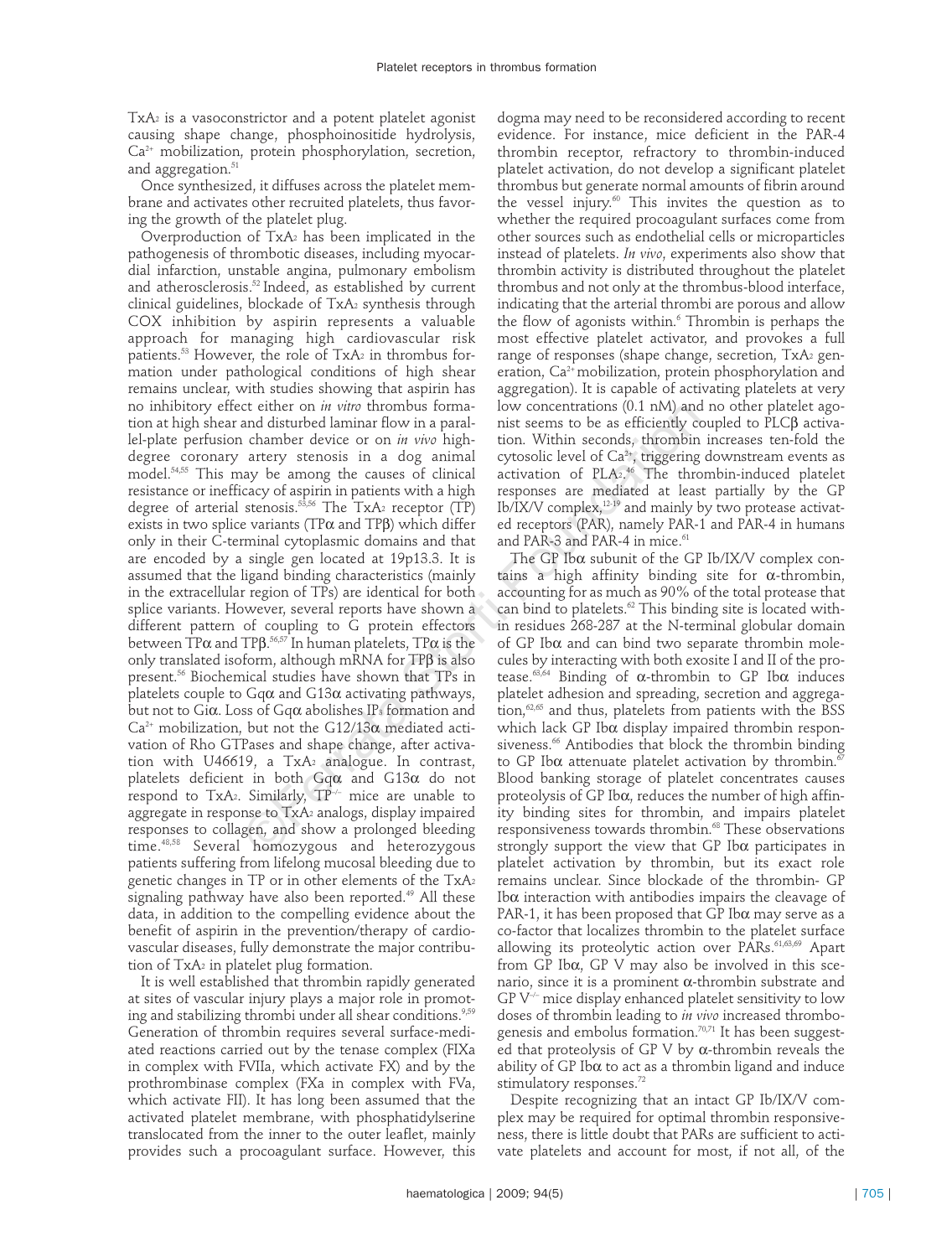$TxA_2$ is a vasoconstrictor and a potent platelet agonist causing shape change, phosphoinositide hydrolysis, $Ca^{2+}$ mobilization, protein phosphorylation, secretion, and aggregation.[51]

Once synthesized, it diffuses across the platelet membrane and activates other recruited platelets, thus favoring the growth of the platelet plug.

Overproduction of $TxA_2$ has been implicated in the pathogenesis of thrombotic diseases, including myocardial infarction, unstable angina, pulmonary embolism and atherosclerosis.[52] Indeed, as established by current clinical guidelines, blockade of $TxA_2$ synthesis through COX inhibition by aspirin represents a valuable approach for managing high cardiovascular risk patients.[53] However, the role of $TxA_2$ in thrombus formation under pathological conditions of high shear remains unclear, with studies showing that aspirin has no inhibitory effect either on *in vitro* thrombus formation at high shear and disturbed laminar flow in a parallel-plate perfusion chamber device or on *in vivo* high-degree coronary artery stenosis in a dog animal model.[54,55] This may be among the causes of clinical resistance or inefficacy of aspirin in patients with a high degree of arterial stenosis.[55,56] The $TxA_2$ receptor (TP) exists in two splice variants (TPα and TPβ) which differ only in their C-terminal cytoplasmic domains and that are encoded by a single gen located at 19p13.3. It is assumed that the ligand binding characteristics (mainly in the extracellular region of TPs) are identical for both splice variants. However, several reports have shown a different pattern of coupling to G protein effectors between TPα and TPβ.[56,57] In human platelets, TPα is the only translated isoform, although mRNA for TPβ is also present.[56] Biochemical studies have shown that TPs in platelets couple to Gqα and G13α activating pathways, but not to Giα. Loss of Gqα abolishes $IP_3$ formation and $Ca^{2+}$ mobilization, but not the G12/13α mediated activation of Rho GTPases and shape change, after activation with U46619, a $TxA_2$ analogue. In contrast, platelets deficient in both Gqα and G13α do not respond to $TxA_2$. Similarly, $TP^{-/-}$ mice are unable to aggregate in response to $TxA_2$ analogs, display impaired responses to collagen, and show a prolonged bleeding time.[48,58] Several homozygous and heterozygous patients suffering from lifelong mucosal bleeding due to genetic changes in TP or in other elements of the $TxA_2$ signaling pathway have also been reported.[49] All these data, in addition to the compelling evidence about the benefit of aspirin in the prevention/therapy of cardiovascular diseases, fully demonstrate the major contribution of $TxA_2$ in platelet plug formation.

It is well established that thrombin rapidly generated at sites of vascular injury plays a major role in promoting and stabilizing thrombi under all shear conditions.[9,59] Generation of thrombin requires several surface-mediated reactions carried out by the tenase complex (FIXa in complex with FVIIa, which activate FX) and by the prothrombinase complex (FXa in complex with FVa, which activate FII). It has long been assumed that the activated platelet membrane, with phosphatidylserine translocated from the inner to the outer leaflet, mainly provides such a procoagulant surface. However, this dogma may need to be reconsidered according to recent evidence. For instance, mice deficient in the PAR-4 thrombin receptor, refractory to thrombin-induced platelet activation, do not develop a significant platelet thrombus but generate normal amounts of fibrin around the vessel injury.[60] This invites the question as to whether the required procoagulant surfaces come from other sources such as endothelial cells or microparticles instead of platelets. *In vivo*, experiments also show that thrombin activity is distributed throughout the platelet thrombus and not only at the thrombus-blood interface, indicating that the arterial thrombi are porous and allow the flow of agonists within.[6] Thrombin is perhaps the most effective platelet activator, and provokes a full range of responses (shape change, secretion, $TxA_2$ generation, $Ca^{2+}$ mobilization, protein phosphorylation and aggregation). It is capable of activating platelets at very low concentrations (0.1 nM) and no other platelet agonist seems to be as efficiently coupled to PLCβ activation. Within seconds, thrombin increases ten-fold the cytosolic level of $Ca^{2+}$, triggering downstream events as activation of $PLA_2$.[46] The thrombin-induced platelet responses are mediated at least partially by the GP Ib/IX/V complex,[12-19] and mainly by two protease activated receptors (PAR), namely PAR-1 and PAR-4 in humans and PAR-3 and PAR-4 in mice.[61]

The GP Ibα subunit of the GP Ib/IX/V complex contains a high affinity binding site for α-thrombin, accounting for as much as 90% of the total protease that can bind to platelets.[62] This binding site is located within residues 268-287 at the N-terminal globular domain of GP Ibα and can bind two separate thrombin molecules by interacting with both exosite I and II of the protease.[63,64] Binding of α-thrombin to GP Ibα induces platelet adhesion and spreading, secretion and aggregation,[62,65] and thus, platelets from patients with the BSS which lack GP Ibα display impaired thrombin responsiveness.[66] Antibodies that block the thrombin binding to GP Ibα attenuate platelet activation by thrombin.[67] Blood banking storage of platelet concentrates causes proteolysis of GP Ibα, reduces the number of high affinity binding sites for thrombin, and impairs platelet responsiveness towards thrombin.[68] These observations strongly support the view that GP Ibα participates in platelet activation by thrombin, but its exact role remains unclear. Since blockade of the thrombin- GP Ibα interaction with antibodies impairs the cleavage of PAR-1, it has been proposed that GP Ibα may serve as a co-factor that localizes thrombin to the platelet surface allowing its proteolytic action over PARs.[61,63,69] Apart from GP Ibα, GP V may also be involved in this scenario, since it is a prominent α-thrombin substrate and $GP\ V^{-/-}$ mice display enhanced platelet sensitivity to low doses of thrombin leading to *in vivo* increased thrombogenesis and embolus formation.[70,71] It has been suggested that proteolysis of GP V by α-thrombin reveals the ability of GP Ibα to act as a thrombin ligand and induce stimulatory responses.[72]

Despite recognizing that an intact GP Ib/IX/V complex may be required for optimal thrombin responsiveness, there is little doubt that PARs are sufficient to activate platelets and account for most, if not all, of the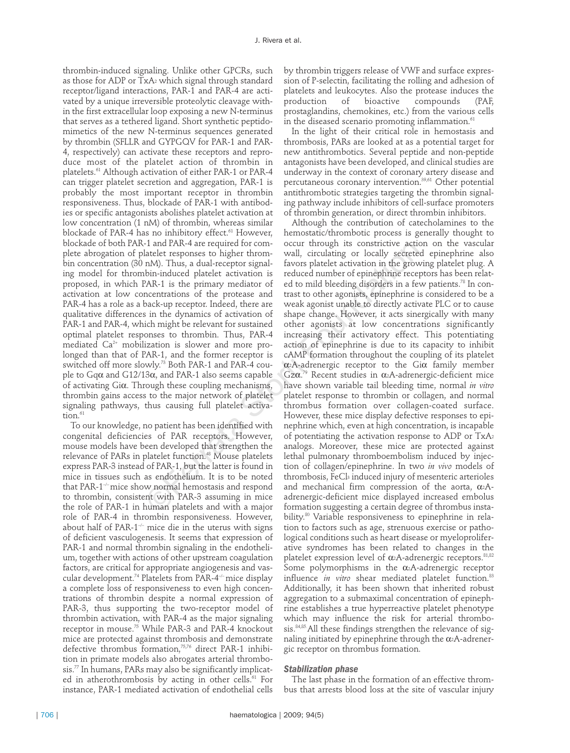thrombin-induced signaling. Unlike other GPCRs, such as those for ADP or $TxA_2$ which signal through standard receptor/ligand interactions, PAR-1 and PAR-4 are activated by a unique irreversible proteolytic cleavage within the first extracellular loop exposing a new N-terminus that serves as a tethered ligand. Short synthetic peptidomimetics of the new N-terminus sequences generated by thrombin (SFLLR and GYPGQV for PAR-1 and PAR-4, respectively) can activate these receptors and reproduce most of the platelet action of thrombin in platelets.[61] Although activation of either PAR-1 or PAR-4 can trigger platelet secretion and aggregation, PAR-1 is probably the most important receptor in thrombin responsiveness. Thus, blockade of PAR-1 with antibodies or specific antagonists abolishes platelet activation at low concentration (1 nM) of thrombin, whereas similar blockade of PAR-4 has no inhibitory effect.[61] However, blockade of both PAR-1 and PAR-4 are required for complete abrogation of platelet responses to higher thrombin concentration (30 nM). Thus, a dual-receptor signaling model for thrombin-induced platelet activation is proposed, in which PAR-1 is the primary mediator of activation at low concentrations of the protease and PAR-4 has a role as a back-up receptor. Indeed, there are qualitative differences in the dynamics of activation of PAR-1 and PAR-4, which might be relevant for sustained optimal platelet responses to thrombin. Thus, PAR-4 mediated $Ca^{2+}$ mobilization is slower and more prolonged than that of PAR-1, and the former receptor is switched off more slowly.[73] Both PAR-1 and PAR-4 couple to $G_q\alpha$ and $G_{12/13}\alpha$, and PAR-1 also seems capable of activating $G_i\alpha$. Through these coupling mechanisms, thrombin gains access to the major network of platelet signaling pathways, thus causing full platelet activation.[61]

To our knowledge, no patient has been identified with congenital deficiencies of PAR receptors. However, mouse models have been developed that strengthen the relevance of PARs in platelet function.[48] Mouse platelets express PAR-3 instead of PAR-1, but the latter is found in mice in tissues such as endothelium. It is to be noted that PAR-1$^{-/-}$ mice show normal hemostasis and respond to thrombin, consistent with PAR-3 assuming in mice the role of PAR-1 in human platelets and with a major role of PAR-4 in thrombin responsiveness. However, about half of PAR-1$^{-/-}$ mice die in the uterus with signs of deficient vasculogenesis. It seems that expression of PAR-1 and normal thrombin signaling in the endothelium, together with actions of other upstream coagulation factors, are critical for appropriate angiogenesis and vascular development.[74] Platelets from PAR-4$^{-/-}$ mice display a complete loss of responsiveness to even high concentrations of thrombin despite a normal expression of PAR-3, thus supporting the two-receptor model of thrombin activation, with PAR-4 as the major signaling receptor in mouse.[75] While PAR-3 and PAR-4 knockout mice are protected against thrombosis and demonstrate defective thrombus formation,[75,76] direct PAR-1 inhibition in primate models also abrogates arterial thrombosis.[77] In humans, PARs may also be significantly implicated in atherothrombosis by acting in other cells.[61] For instance, PAR-1 mediated activation of endothelial cells by thrombin triggers release of VWF and surface expression of P-selectin, facilitating the rolling and adhesion of platelets and leukocytes. Also the protease induces the production of bioactive compounds (PAF, prostaglandins, chemokines, etc.) from the various cells in the diseased scenario promoting inflammation.[61]

In the light of their critical role in hemostasis and thrombosis, PARs are looked at as a potential target for new antithrombotics. Several peptide and non-peptide antagonists have been developed, and clinical studies are underway in the context of coronary artery disease and percutaneous coronary intervention.[39,61] Other potential antithrombotic strategies targeting the thrombin signaling pathway include inhibitors of cell-surface promoters of thrombin generation, or direct thrombin inhibitors.

Although the contribution of catecholamines to the hemostatic/thrombotic process is generally thought to occur through its constrictive action on the vascular wall, circulating or locally secreted epinephrine also favors platelet activation in the growing platelet plug. A reduced number of epinephrine receptors has been related to mild bleeding disorders in a few patients.[78] In contrast to other agonists, epinephrine is considered to be a weak agonist unable to directly activate PLC or to cause shape change. However, it acts synergically with many other agonists at low concentrations significantly increasing their activatory effect. This potentiating action of epinephrine is due to its capacity to inhibit cAMP formation throughout the coupling of its platelet $\alpha_2$A-adrenergic receptor to the $G_i\alpha$ family member $G_z\alpha$.[79] Recent studies in $\alpha_2$A-adrenergic-deficient mice have shown variable tail bleeding time, normal *in vitro* platelet response to thrombin or collagen, and normal thrombus formation over collagen-coated surface. However, these mice display defective responses to epinephrine which, even at high concentration, is incapable of potentiating the activation response to ADP or $TxA_2$ analogs. Moreover, these mice are protected against lethal pulmonary thromboembolism induced by injection of collagen/epinephrine. In two *in vivo* models of thrombosis, $FeCl_3$ induced injury of mesenteric arterioles and mechanical firm compression of the aorta, $\alpha_2$A-adrenergic-deficient mice displayed increased embolus formation suggesting a certain degree of thrombus instability.[80] Variable responsiveness to epinephrine in relation to factors such as age, strenuous exercise or pathological conditions such as heart disease or myeloproliferative syndromes has been related to changes in the platelet expression level of $\alpha_2$A-adrenergic receptors.[81,82] Some polymorphisms in the $\alpha_2$A-adrenergic receptor influence *in vitro* shear mediated platelet function.[83] Additionally, it has been shown that inherited robust aggregation to a submaximal concentration of epinephrine establishes a true hyperreactive platelet phenotype which may influence the risk for arterial thrombosis.[84,85] All these findings strengthen the relevance of signaling initiated by epinephrine through the $\alpha_2$A-adrenergic receptor on thrombus formation.

### Stabilization phase

The last phase in the formation of an effective thrombus that arrests blood loss at the site of vascular injury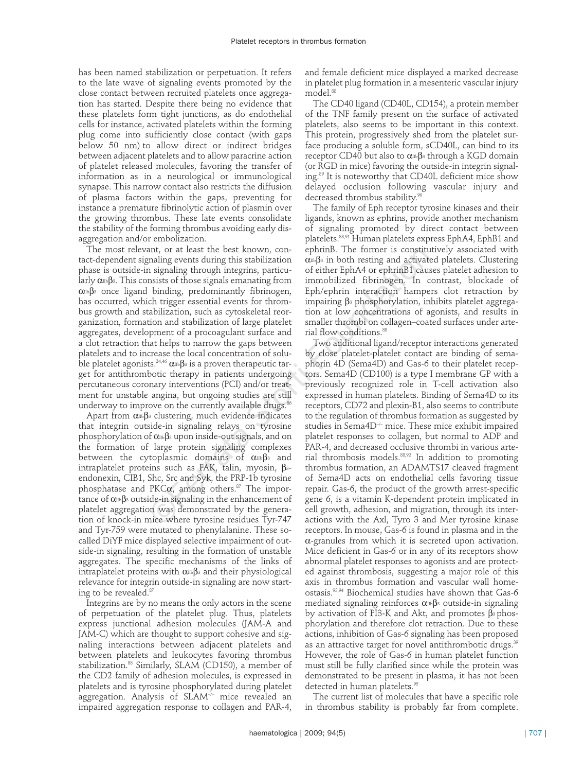has been named stabilization or perpetuation. It refers to the late wave of signaling events promoted by the close contact between recruited platelets once aggregation has started. Despite there being no evidence that these platelets form tight junctions, as do endothelial cells for instance, activated platelets within the forming plug come into sufficiently close contact (with gaps below 50 nm) to allow direct or indirect bridges between adjacent platelets and to allow paracrine action of platelet released molecules, favoring the transfer of information as in a neurological or immunological synapse. This narrow contact also restricts the diffusion of plasma factors within the gaps, preventing for instance a premature fibrinolytic action of plasmin over the growing thrombus. These late events consolidate the stability of the forming thrombus avoiding early disaggregation and/or embolization.

The most relevant, or at least the best known, contact-dependent signaling events during this stabilization phase is outside-in signaling through integrins, particularly $\alpha_{IIb}\beta_3$. This consists of those signals emanating from $\alpha_{IIb}\beta_3$ once ligand binding, predominantly fibrinogen, has occurred, which trigger essential events for thrombus growth and stabilization, such as cytoskeletal reorganization, formation and stabilization of large platelet aggregates, development of a procoagulant surface and a clot retraction that helps to narrow the gaps between platelets and to increase the local concentration of soluble platelet agonists.[34,46] $\alpha_{IIb}\beta_3$ is a proven therapeutic target for antithrombotic therapy in patients undergoing percutaneous coronary interventions (PCI) and/or treatment for unstable angina, but ongoing studies are still underway to improve on the currently available drugs.[86]

Apart from $\alpha_{IIb}\beta_3$ clustering, much evidence indicates that integrin outside-in signaling relays on tyrosine phosphorylation of $\alpha_{IIb}\beta_3$ upon inside-out signals, and on the formation of large protein signaling complexes between the cytoplasmic domains of $\alpha_{IIb}\beta_3$ and intraplatelet proteins such as FAK, talin, myosin, $\beta_3$-endonexin, CIB1, Shc, Src and Syk, the PRP-1b tyrosine phosphatase and PKC$\alpha$, among others.[87] The importance of $\alpha_{IIb}\beta_3$ outside-in signaling in the enhancement of platelet aggregation was demonstrated by the generation of knock-in mice where tyrosine residues Tyr-747 and Tyr-759 were mutated to phenylalanine. These so-called DiYF mice displayed selective impairment of outside-in signaling, resulting in the formation of unstable aggregates. The specific mechanisms of the links of intraplatelet proteins with $\alpha_{IIb}\beta_3$ and their physiological relevance for integrin outside-in signaling are now starting to be revealed.[87]

Integrins are by no means the only actors in the scene of perpetuation of the platelet plug. Thus, platelets express junctional adhesion molecules (JAM-A and JAM-C) which are thought to support cohesive and signaling interactions between adjacent platelets and between platelets and leukocytes favoring thrombus stabilization.[88] Similarly, SLAM (CD150), a member of the CD2 family of adhesion molecules, is expressed in platelets and is tyrosine phosphorylated during platelet aggregation. Analysis of SLAM$^{-/-}$ mice revealed an impaired aggregation response to collagen and PAR-4, and female deficient mice displayed a marked decrease in platelet plug formation in a mesenteric vascular injury model.[88]

The CD40 ligand (CD40L, CD154), a protein member of the TNF family present on the surface of activated platelets, also seems to be important in this context. This protein, progressively shed from the platelet surface producing a soluble form, sCD40L, can bind to its receptor CD40 but also to $\alpha_{IIb}\beta_3$ through a KGD domain (or RGD in mice) favoring the outside-in integrin signaling.[89] It is noteworthy that CD40L deficient mice show delayed occlusion following vascular injury and decreased thrombus stability.[90]

The family of Eph receptor tyrosine kinases and their ligands, known as ephrins, provide another mechanism of signaling promoted by direct contact between platelets.[88,91] Human platelets express EphA4, EphB1 and ephrinB. The former is constitutively associated with $\alpha_{IIb}\beta_3$ in both resting and activated platelets. Clustering of either EphA4 or ephrinB1 causes platelet adhesion to immobilized fibrinogen. In contrast, blockade of Eph/ephrin interaction hampers clot retraction by impairing $\beta_3$ phosphorylation, inhibits platelet aggregation at low concentrations of agonists, and results in smaller thrombi on collagen–coated surfaces under arterial flow conditions.[88]

Two additional ligand/receptor interactions generated by close platelet-platelet contact are binding of semaphorin 4D (Sema4D) and Gas-6 to their platelet receptors. Sema4D (CD100) is a type I membrane GP with a previously recognized role in T-cell activation also expressed in human platelets. Binding of Sema4D to its receptors, CD72 and plexin-B1, also seems to contribute to the regulation of thrombus formation as suggested by studies in Sema4D$^{-/-}$ mice. These mice exhibit impaired platelet responses to collagen, but normal to ADP and PAR-4, and decreased occlusive thrombi in various arterial thrombosis models.[88,92] In addition to promoting thrombus formation, an ADAMTS17 cleaved fragment of Sema4D acts on endothelial cells favoring tissue repair. Gas-6, the product of the growth arrest-specific gene 6, is a vitamin K-dependent protein implicated in cell growth, adhesion, and migration, through its interactions with the Axl, Tyro 3 and Mer tyrosine kinase receptors. In mouse, Gas-6 is found in plasma and in the $\alpha$-granules from which it is secreted upon activation. Mice deficient in Gas-6 or in any of its receptors show abnormal platelet responses to agonists and are protected against thrombosis, suggesting a major role of this axis in thrombus formation and vascular wall homeostasis.[93,94] Biochemical studies have shown that Gas-6 mediated signaling reinforces $\alpha_{IIb}\beta_3$ outside-in signaling by activation of PI3-K and Akt, and promotes $\beta_3$ phosphorylation and therefore clot retraction. Due to these actions, inhibition of Gas-6 signaling has been proposed as an attractive target for novel antithrombotic drugs.[39] However, the role of Gas-6 in human platelet function must still be fully clarified since while the protein was demonstrated to be present in plasma, it has not been detected in human platelets.[95]

The current list of molecules that have a specific role in thrombus stability is probably far from complete.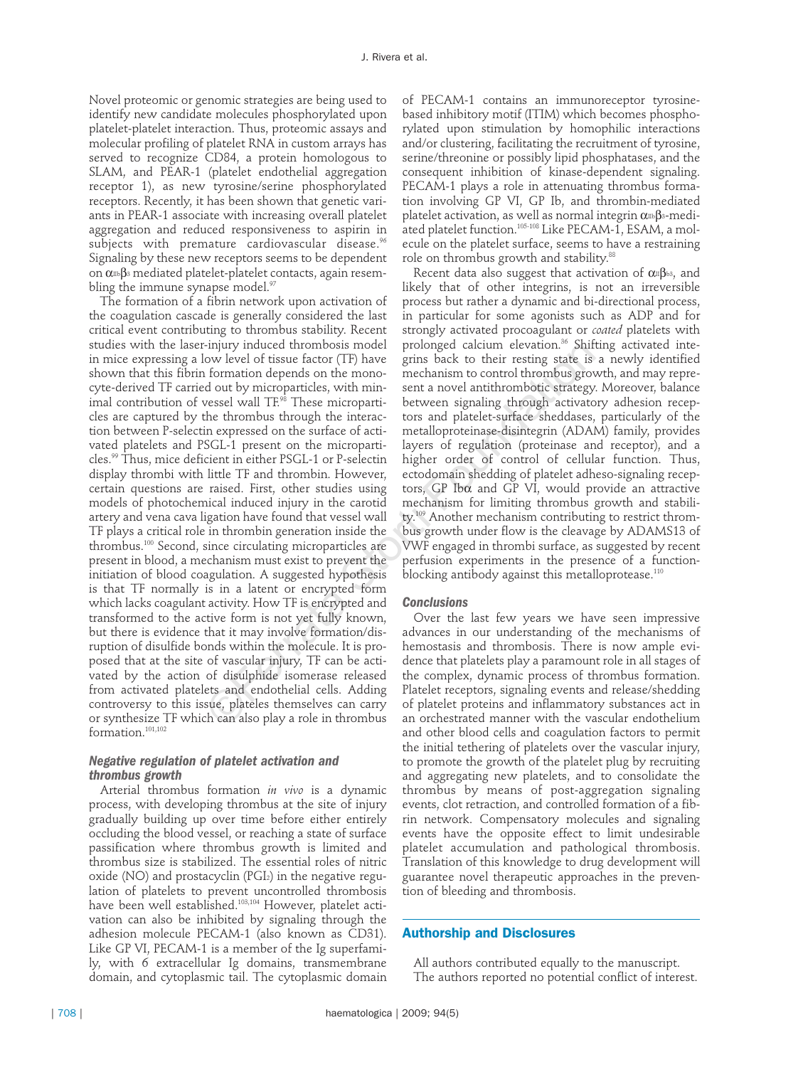Novel proteomic or genomic strategies are being used to identify new candidate molecules phosphorylated upon platelet-platelet interaction. Thus, proteomic assays and molecular profiling of platelet RNA in custom arrays has served to recognize CD84, a protein homologous to SLAM, and PEAR-1 (platelet endothelial aggregation receptor 1), as new tyrosine/serine phosphorylated receptors. Recently, it has been shown that genetic variants in PEAR-1 associate with increasing overall platelet aggregation and reduced responsiveness to aspirin in subjects with premature cardiovascular disease.[96] Signaling by these new receptors seems to be dependent on $\alpha_{IIb}\beta_3$ mediated platelet-platelet contacts, again resembling the immune synapse model.[97]

The formation of a fibrin network upon activation of the coagulation cascade is generally considered the last critical event contributing to thrombus stability. Recent studies with the laser-injury induced thrombosis model in mice expressing a low level of tissue factor (TF) have shown that this fibrin formation depends on the monocyte-derived TF carried out by microparticles, with minimal contribution of vessel wall TF.[98] These microparticles are captured by the thrombus through the interaction between P-selectin expressed on the surface of activated platelets and PSGL-1 present on the microparticles.[99] Thus, mice deficient in either PSGL-1 or P-selectin display thrombi with little TF and thrombin. However, certain questions are raised. First, other studies using models of photochemical induced injury in the carotid artery and vena cava ligation have found that vessel wall TF plays a critical role in thrombin generation inside the thrombus.[100] Second, since circulating microparticles are present in blood, a mechanism must exist to prevent the initiation of blood coagulation. A suggested hypothesis is that TF normally is in a latent or encrypted form which lacks coagulant activity. How TF is encrypted and transformed to the active form is not yet fully known, but there is evidence that it may involve formation/disruption of disulfide bonds within the molecule. It is proposed that at the site of vascular injury, TF can be activated by the action of disulphide isomerase released from activated platelets and endothelial cells. Adding controversy to this issue, plateles themselves can carry or synthesize TF which can also play a role in thrombus formation.[101,102]

### *Negative regulation of platelet activation and thrombus growth*

Arterial thrombus formation *in vivo* is a dynamic process, with developing thrombus at the site of injury gradually building up over time before either entirely occluding the blood vessel, or reaching a state of surface passification where thrombus growth is limited and thrombus size is stabilized. The essential roles of nitric oxide (NO) and prostacyclin ($PGI_2$) in the negative regulation of platelets to prevent uncontrolled thrombosis have been well established.[103,104] However, platelet activation can also be inhibited by signaling through the adhesion molecule PECAM-1 (also known as CD31). Like GP VI, PECAM-1 is a member of the Ig superfamily, with 6 extracellular Ig domains, transmembrane domain, and cytoplasmic tail. The cytoplasmic domain of PECAM-1 contains an immunoreceptor tyrosine-based inhibitory motif (ITIM) which becomes phosphorylated upon stimulation by homophilic interactions and/or clustering, facilitating the recruitment of tyrosine, serine/threonine or possibly lipid phosphatases, and the consequent inhibition of kinase-dependent signaling. PECAM-1 plays a role in attenuating thrombus formation involving GP VI, GP Ib, and thrombin-mediated platelet activation, as well as normal integrin $\alpha_{IIb}\beta_3$-mediated platelet function.[105-108] Like PECAM-1, ESAM, a molecule on the platelet surface, seems to have a restraining role on thrombus growth and stability.[88]

Recent data also suggest that activation of $\alpha_{II}\beta_{b3}$, and likely that of other integrins, is not an irreversible process but rather a dynamic and bi-directional process, in particular for some agonists such as ADP and for strongly activated procoagulant or *coated* platelets with prolonged calcium elevation.[36] Shifting activated integrins back to their resting state is a newly identified mechanism to control thrombus growth, and may represent a novel antithrombotic strategy. Moreover, balance between signaling through activatory adhesion receptors and platelet-surface sheddases, particularly of the metalloproteinase-disintegrin (ADAM) family, provides layers of regulation (proteinase and receptor), and a higher order of control of cellular function. Thus, ectodomain shedding of platelet adheso-signaling receptors, GP Ibα and GP VI, would provide an attractive mechanism for limiting thrombus growth and stability.[109] Another mechanism contributing to restrict thrombus growth under flow is the cleavage by ADAMS13 of VWF engaged in thrombi surface, as suggested by recent perfusion experiments in the presence of a function-blocking antibody against this metalloprotease.[110]

### *Conclusions*

Over the last few years we have seen impressive advances in our understanding of the mechanisms of hemostasis and thrombosis. There is now ample evidence that platelets play a paramount role in all stages of the complex, dynamic process of thrombus formation. Platelet receptors, signaling events and release/shedding of platelet proteins and inflammatory substances act in an orchestrated manner with the vascular endothelium and other blood cells and coagulation factors to permit the initial tethering of platelets over the vascular injury, to promote the growth of the platelet plug by recruiting and aggregating new platelets, and to consolidate the thrombus by means of post-aggregation signaling events, clot retraction, and controlled formation of a fibrin network. Compensatory molecules and signaling events have the opposite effect to limit undesirable platelet accumulation and pathological thrombosis. Translation of this knowledge to drug development will guarantee novel therapeutic approaches in the prevention of bleeding and thrombosis.

## Authorship and Disclosures

All authors contributed equally to the manuscript.
The authors reported no potential conflict of interest.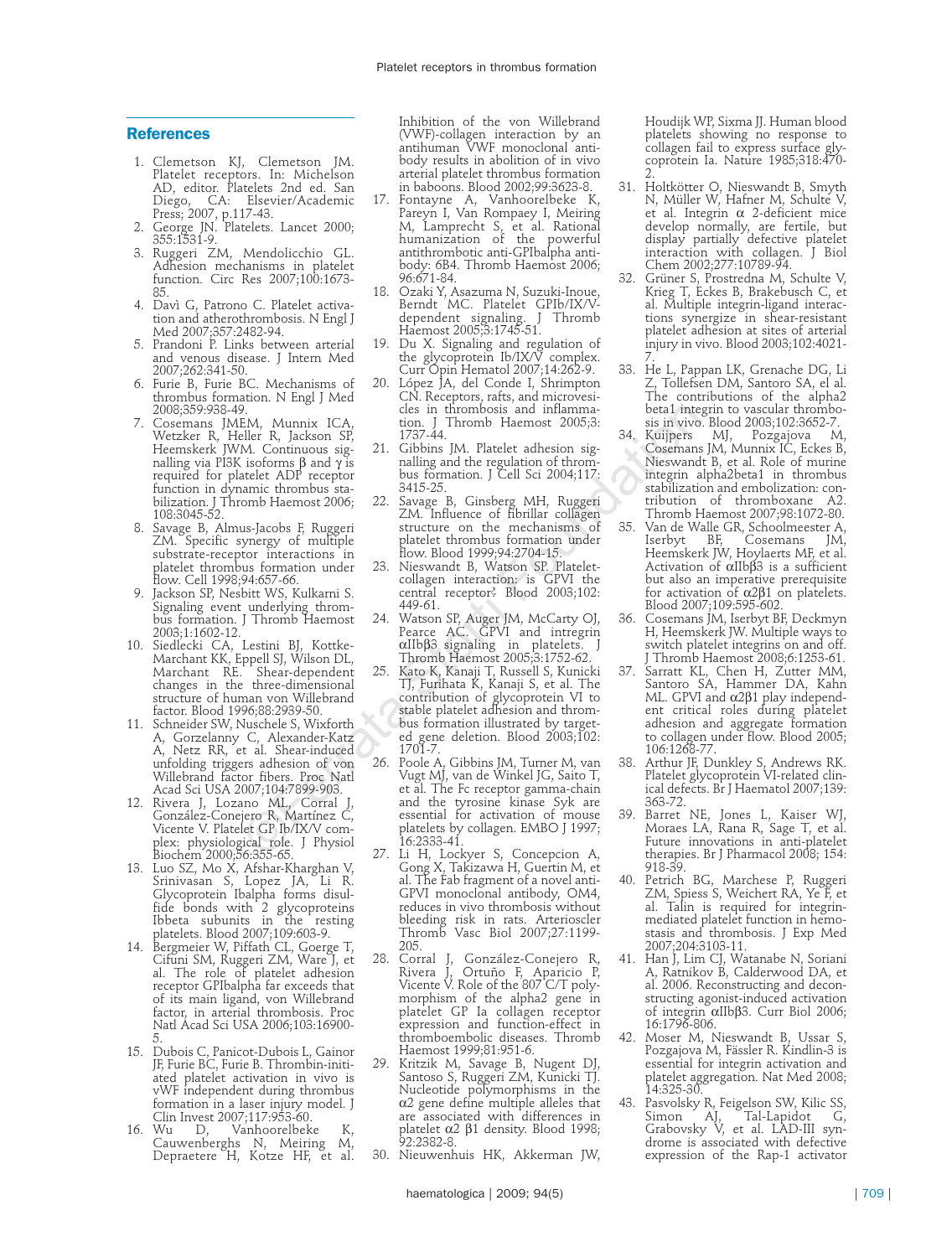## References

1. Clemetson KJ, Clemetson JM. Platelet receptors. In: Michelson AD, editor. Platelets 2nd ed. San Diego, CA: Elsevier/Academic Press; 2007, p.117-43.
2. George JN. Platelets. Lancet 2000; 355:1531-9.
3. Ruggeri ZM, Mendolicchio GL. Adhesion mechanisms in platelet function. Circ Res 2007;100:1673-85.
4. Davì G, Patrono C. Platelet activation and atherothrombosis. N Engl J Med 2007;357:2482-94.
5. Prandoni P. Links between arterial and venous disease. J Intern Med 2007;262:341-50.
6. Furie B, Furie BC. Mechanisms of thrombus formation. N Engl J Med 2008;359:938-49.
7. Cosemans JMEM, Munnix ICA, Wetzker R, Heller R, Jackson SP, Heemskerk JWM. Continuous signalling via PI3K isoforms β and γ is required for platelet ADP receptor function in dynamic thrombus stabilization. J Thromb Haemost 2006; 108:3045-52.
8. Savage B, Almus-Jacobs F, Ruggeri ZM. Specific synergy of multiple substrate-receptor interactions in platelet thrombus formation under flow. Cell 1998;94:657-66.
9. Jackson SP, Nesbitt WS, Kulkarni S. Signaling event underlying thrombus formation. J Thromb Haemost 2003;1:1602-12.
10. Siedlecki CA, Lestini BJ, Kottke-Marchant KK, Eppell SJ, Wilson DL, Marchant RE. Shear-dependent changes in the three-dimensional structure of human von Willebrand factor. Blood 1996;88:2939-50.
11. Schneider SW, Nuschele S, Wixforth A, Gorzelanny C, Alexander-Katz A, Netz RR, et al. Shear-induced unfolding triggers adhesion of von Willebrand factor fibers. Proc Natl Acad Sci USA 2007;104:7899-903.
12. Rivera J, Lozano ML, Corral J, González-Conejero R, Martínez C, Vicente V. Platelet GP Ib/IX/V complex: physiological role. J Physiol Biochem 2000;56:355-65.
13. Luo SZ, Mo X, Afshar-Kharghan V, Srinivasan S, Lopez JA, Li R. Glycoprotein Ibalpha forms disulfide bonds with 2 glycoproteins Ibbeta subunits in the resting platelets. Blood 2007;109:603-9.
14. Bergmeier W, Piffath CL, Goerge T, Cifuni SM, Ruggeri ZM, Ware J, et al. The role of platelet adhesion receptor GPIbalpha far exceeds that of its main ligand, von Willebrand factor, in arterial thrombosis. Proc Natl Acad Sci USA 2006;103:16900-5.
15. Dubois C, Panicot-Dubois L, Gainor JF, Furie BC, Furie B. Thrombin-initiated platelet activation in vivo is vWF independent during thrombus formation in a laser injury model. J Clin Invest 2007;117:953-60.
16. Wu D, Vanhoorelbeke K, Cauwenberghs N, Meiring M, Depraetere H, Kotze HF, et al. Inhibition of the von Willebrand (VWF)-collagen interaction by an antihuman VWF monoclonal antibody results in abolition of in vivo arterial platelet thrombus formation in baboons. Blood 2002;99:3623-8.
17. Fontayne A, Vanhoorelbeke K, Pareyn I, Van Rompaey I, Meiring M, Lamprecht S, et al. Rational humanization of the powerful antithrombotic anti-GPIbalpha antibody: 6B4. Thromb Haemost 2006; 96:671-84.
18. Ozaki Y, Asazuma N, Suzuki-Inoue, Berndt MC. Platelet GPIb/IX/V-dependent signaling. J Thromb Haemost 2005;3:1745-51.
19. Du X. Signaling and regulation of the glycoprotein Ib/IX/V complex. Curr Opin Hematol 2007;14:262-9.
20. López JA, del Conde I, Shrimpton CN. Receptors, rafts, and microvesicles in thrombosis and inflammation. J Thromb Haemost 2005;3: 1737-44.
21. Gibbins JM. Platelet adhesion signalling and the regulation of thrombus formation. J Cell Sci 2004;117: 3415-25.
22. Savage B, Ginsberg MH, Ruggeri ZM. Influence of fibrillar collagen structure on the mechanisms of platelet thrombus formation under flow. Blood 1999;94:2704-15.
23. Nieswandt B, Watson SP. Platelet-collagen interaction: is GPVI the central receptor? Blood 2003;102: 449-61.
24. Watson SP, Auger JM, McCarty OJ, Pearce AC. GPVI and intregrin αIIbβ3 signaling in platelets. J Thromb Haemost 2005;3:1752-62.
25. Kato K, Kanaji T, Russell S, Kunicki TJ, Furihata K, Kanaji S, et al. The contribution of glycoprotein VI to stable platelet adhesion and thrombus formation illustrated by targeted gene deletion. Blood 2003;102: 1701-7.
26. Poole A, Gibbins JM, Turner M, van Vugt MJ, van de Winkel JG, Saito T, et al. The Fc receptor gamma-chain and the tyrosine kinase Syk are essential for activation of mouse platelets by collagen. EMBO J 1997; 16:2333-41.
27. Li H, Lockyer S, Concepcion A, Gong X, Takizawa H, Guertin M, et al. The Fab fragment of a novel anti-GPVI monoclonal antibody, OM4, reduces in vivo thrombosis without bleeding risk in rats. Arterioscler Thromb Vasc Biol 2007;27:1199-205.
28. Corral J, González-Conejero R, Rivera J, Ortuño F, Aparicio P, Vicente V. Role of the 807 C/T polymorphism of the alpha2 gene in platelet GP Ia collagen receptor expression and function-effect in thromboembolic diseases. Thromb Haemost 1999;81:951-6.
29. Kritzik M, Savage B, Nugent DJ, Santoso S, Ruggeri ZM, Kunicki TJ. Nucleotide polymorphisms in the α2 gene define multiple alleles that are associated with differences in platelet α2 β1 density. Blood 1998; 92:2382-8.
30. Nieuwenhuis HK, Akkerman JW, Houdijk WP, Sixma JJ. Human blood platelets showing no response to collagen fail to express surface glycoprotein Ia. Nature 1985;318:470-2.
31. Holtkötter O, Nieswandt B, Smyth N, Müller W, Hafner M, Schulte V, et al. Integrin α 2-deficient mice develop normally, are fertile, but display partially defective platelet interaction with collagen. J Biol Chem 2002;277:10789-94.
32. Grüner S, Prostredna M, Schulte V, Krieg T, Eckes B, Brakebusch C, et al. Multiple integrin-ligand interactions synergize in shear-resistant platelet adhesion at sites of arterial injury in vivo. Blood 2003;102:4021-7.
33. He L, Pappan LK, Grenache DG, Li Z, Tollefsen DM, Santoro SA, el al. The contributions of the alpha2 beta1 integrin to vascular thrombosis in vivo. Blood 2003;102:3652-7.
34. Kuijpers MJ, Pozgajova M, Cosemans JM, Munnix IC, Eckes B, Nieswandt B, et al. Role of murine integrin alpha2beta1 in thrombus stabilization and embolization: contribution of thromboxane A2. Thromb Haemost 2007;98:1072-80.
35. Van de Walle GR, Schoolmeester A, Iserbyt BF, Cosemans JM, Heemskerk JW, Hoylaerts MF, et al. Activation of αIIbβ3 is a sufficient but also an imperative prerequisite for activation of α2β1 on platelets. Blood 2007;109:595-602.
36. Cosemans JM, Iserbyt BF, Deckmyn H, Heemskerk JW. Multiple ways to switch platelet integrins on and off. J Thromb Haemost 2008;6:1253-61.
37. Sarratt KL, Chen H, Zutter MM, Santoro SA, Hammer DA, Kahn ML. GPVI and α2β1 play independent critical roles during platelet adhesion and aggregate formation to collagen under flow. Blood 2005; 106:1268-77.
38. Arthur JF, Dunkley S, Andrews RK. Platelet glycoprotein VI-related clinical defects. Br J Haematol 2007;139: 363-72.
39. Barret NE, Jones L, Kaiser WJ, Moraes LA, Rana R, Sage T, et al. Future innovations in anti-platelet therapies. Br J Pharmacol 2008; 154: 918-39.
40. Petrich BG, Marchese P, Ruggeri ZM, Spiess S, Weichert RA, Ye F, et al. Talin is required for integrin-mediated platelet function in hemostasis and thrombosis. J Exp Med 2007;204:3103-11.
41. Han J, Lim CJ, Watanabe N, Soriani A, Ratnikov B, Calderwood DA, et al. 2006. Reconstructing and deconstructing agonist-induced activation of integrin αIIbβ3. Curr Biol 2006; 16:1796-806.
42. Moser M, Nieswandt B, Ussar S, Pozgajova M, Fässler R. Kindlin-3 is essential for integrin activation and platelet aggregation. Nat Med 2008; 14:325-30.
43. Pasvolsky R, Feigelson SW, Kilic SS, Simon AJ, Tal-Lapidot G, Grabovsky V, et al. LAD-III syndrome is associated with defective expression of the Rap-1 activator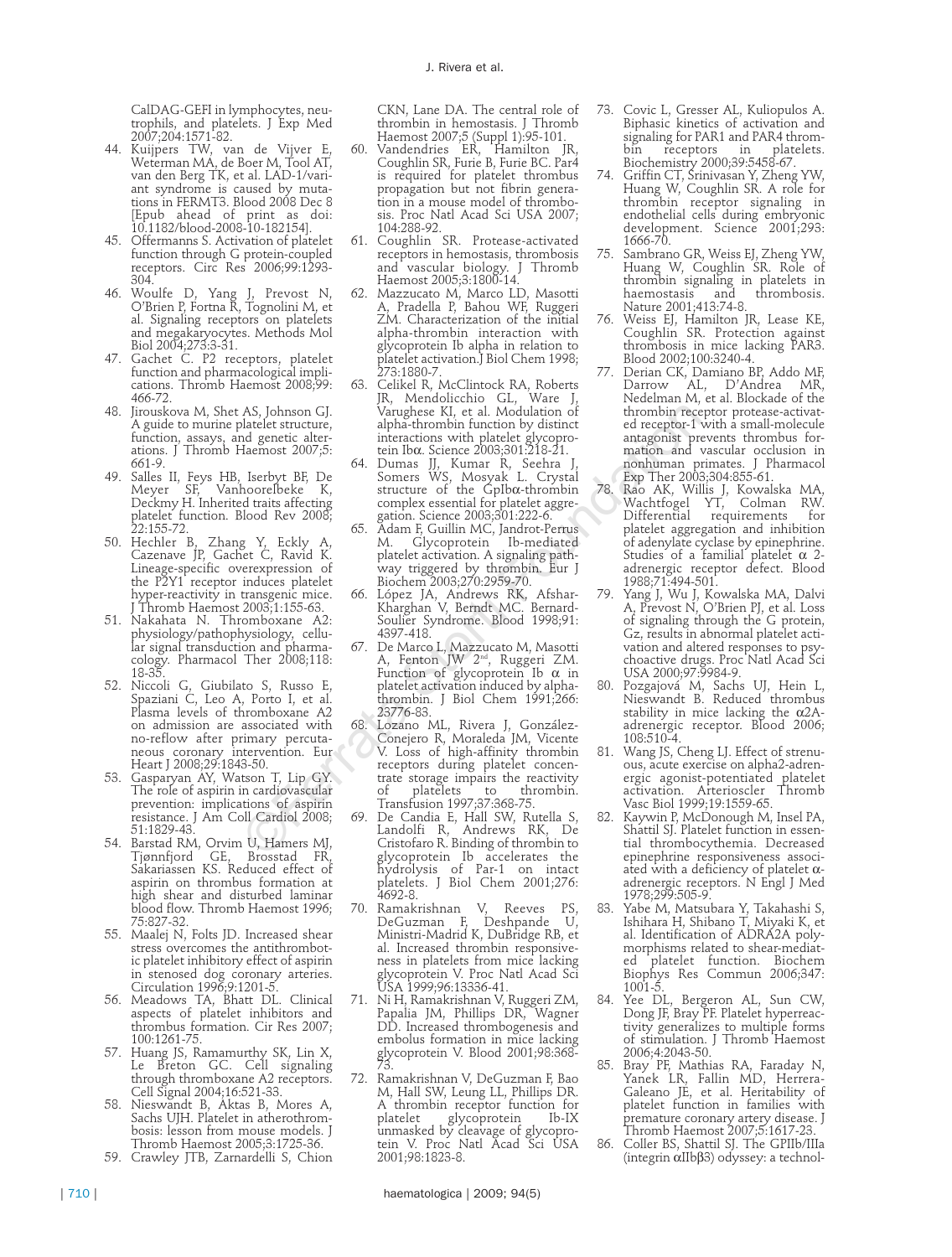CalDAG-GEFI in lymphocytes, neutrophils, and platelets. J Exp Med 2007;204:1571-82.

44. Kuijpers TW, van de Vijver E, Weterman MA, de Boer M, Tool AT, van den Berg TK, et al. LAD-1/variant syndrome is caused by mutations in FERMT3. Blood 2008 Dec 8 [Epub ahead of print as doi: 10.1182/blood-2008-10-182154].
45. Offermanns S. Activation of platelet function through G protein-coupled receptors. Circ Res 2006;99:1293-304.
46. Woulfe D, Yang J, Prevost N, O'Brien P, Fortna R, Tognolini M, et al. Signaling receptors on platelets and megakaryocytes. Methods Mol Biol 2004;273:3-31.
47. Gachet C. P2 receptors, platelet function and pharmacological implications. Thromb Haemost 2008;99: 466-72.
48. Jirouskova M, Shet AS, Johnson GJ. A guide to murine platelet structure, function, assays, and genetic alterations. J Thromb Haemost 2007;5: 661-9.
49. Salles II, Feys HB, Iserbyt BF, De Meyer SF, Vanhoorelbeke K, Deckmy H. Inherited traits affecting platelet function. Blood Rev 2008; 22:155-72.
50. Hechler B, Zhang Y, Eckly A, Cazenave JP, Gachet C, Ravid K. Lineage-specific overexpression of the P2Y1 receptor induces platelet hyper-reactivity in transgenic mice. J Thromb Haemost 2003;1:155-63.
51. Nakahata N. Thromboxane A2: physiology/pathophysiology, cellular signal transduction and pharmacology. Pharmacol Ther 2008;118: 18-35.
52. Niccoli G, Giubilato S, Russo E, Spaziani C, Leo A, Porto I, et al. Plasma levels of thromboxane A2 on admission are associated with no-reflow after primary percutaneous coronary intervention. Eur Heart J 2008;29:1843-50.
53. Gasparyan AY, Watson T, Lip GY. The role of aspirin in cardiovascular prevention: implications of aspirin resistance. J Am Coll Cardiol 2008; 51:1829-43.
54. Barstad RM, Orvim U, Hamers MJ, Tjønnfjord GE, Brosstad FR, Sakariassen KS. Reduced effect of aspirin on thrombus formation at high shear and disturbed laminar blood flow. Thromb Haemost 1996; 75:827-32.
55. Maalej N, Folts JD. Increased shear stress overcomes the antithrombotic platelet inhibitory effect of aspirin in stenosed dog coronary arteries. Circulation 1996;9:1201-5.
56. Meadows TA, Bhatt DL. Clinical aspects of platelet inhibitors and thrombus formation. Cir Res 2007; 100:1261-75.
57. Huang JS, Ramamurthy SK, Lin X, Le Breton GC. Cell signalling through thromboxane A2 receptors. Cell Signal 2004;16:521-33.
58. Nieswandt B, Aktas B, Mores A, Sachs UJH. Platelet in atherothrombosis: lesson from mouse models. J Thromb Haemost 2005;3:1725-36.
59. Crawley JTB, Zarnardelli S, Chion CKN, Lane DA. The central role of thrombin in hemostasis. J Thromb Haemost 2007;5 (Suppl 1):95-101.
60. Vandendries ER, Hamilton JR, Coughlin SR, Furie B, Furie BC. Par4 is required for platelet thrombus propagation but not fibrin generation in a mouse model of thrombosis. Proc Natl Acad Sci USA 2007; 104:288-92.
61. Coughlin SR. Protease-activated receptors in hemostasis, thrombosis and vascular biology. J Thromb Haemost 2005;3:1800-14.
62. Mazzucato M, Marco LD, Masotti A, Pradella P, Bahou WF, Ruggeri ZM. Characterization of the initial alpha-thrombin interaction with glycoprotein Ib alpha in relation to platelet activation.J Biol Chem 1998; 273:1880-7.
63. Celikel R, McClintock RA, Roberts JR, Mendolicchio GL, Ware J, Varughese KI, et al. Modulation of alpha-thrombin function by distinct interactions with platelet glycoprotein Ibα. Science 2003;301:218-21.
64. Dumas JJ, Kumar R, Seehra J, Somers WS, Mosyak L. Crystal structure of the GpIbα-thrombin complex essential for platelet aggregation. Science 2003;301:222-6.
65. Adam F, Guillin MC, Jandrot-Perrus M. Glycoprotein Ib-mediated platelet activation. A signaling pathway triggered by thrombin. Eur J Biochem 2003;270:2959-70.
66. López JA, Andrews RK, Afshar-Kharghan V, Berndt MC. Bernard-Soulier Syndrome. Blood 1998;91: 4397-418.
67. De Marco L, Mazzucato M, Masotti A, Fenton JW 2nd, Ruggeri ZM. Function of glycoprotein Ib α in platelet activation induced by alpha-thrombin. J Biol Chem 1991;266: 23776-83.
68. Lozano ML, Rivera J, González-Conejero R, Moraleda JM, Vicente V. Loss of high-affinity thrombin receptors during platelet concentrate storage impairs the reactivity of platelets to thrombin. Transfusion 1997;37:368-75.
69. De Candia E, Hall SW, Rutella S, Landolfi R, Andrews RK, De Cristofaro R. Binding of thrombin to glycoprotein Ib accelerates the hydrolysis of Par-1 on intact platelets. J Biol Chem 2001;276: 4692-8.
70. Ramakrishnan V, Reeves PS, DeGuzman F, Deshpande U, Ministri-Madrid K, DuBridge RB, et al. Increased thrombin responsiveness in platelets from mice lacking glycoprotein V. Proc Natl Acad Sci USA 1999;96:13336-41.
71. Ni H, Ramakrishnan V, Ruggeri ZM, Papalia JM, Phillips DR, Wagner DD. Increased thrombogenesis and embolus formation in mice lacking glycoprotein V. Blood 2001;98:368-73.
72. Ramakrishnan V, DeGuzman F, Bao M, Hall SW, Leung LL, Phillips DR. A thrombin receptor function for platelet glycoprotein Ib-IX unmasked by cleavage of glycoprotein V. Proc Natl Acad Sci USA 2001;98:1823-8.
73. Covic L, Gresser AL, Kuliopulos A. Biphasic kinetics of activation and signaling for PAR1 and PAR4 thrombin receptors in platelets. Biochemistry 2000;39:5458-67.
74. Griffin CT, Srinivasan Y, Zheng YW, Huang W, Coughlin SR. A role for thrombin receptor signaling in endothelial cells during embryonic development. Science 2001;293: 1666-70.
75. Sambrano GR, Weiss EJ, Zheng YW, Huang W, Coughlin SR. Role of thrombin signaling in platelets in haemostasis and thrombosis. Nature 2001;413:74-8.
76. Weiss EJ, Hamilton JR, Lease KE, Coughlin SR. Protection against thrombosis in mice lacking PAR3. Blood 2002;100:3240-4.
77. Derian CK, Damiano BP, Addo MF, Darrow AL, D'Andrea MR, Nedelman M, et al. Blockade of the thrombin receptor protease-activated receptor-1 with a small-molecule antagonist prevents thrombus formation and vascular occlusion in nonhuman primates. J Pharmacol Exp Ther 2003;304:855-61.
78. Rao AK, Willis J, Kowalska MA, Wachtfogel YT, Colman RW. Differential requirements for platelet aggregation and inhibition of adenylate cyclase by epinephrine. Studies of a familial platelet α 2-adrenergic receptor defect. Blood 1988;71:494-501.
79. Yang J, Wu J, Kowalska MA, Dalvi A, Prevost N, O'Brien PJ, et al. Loss of signaling through the G protein, Gz, results in abnormal platelet activation and altered responses to psychoactive drugs. Proc Natl Acad Sci USA 2000;97:9984-9.
80. Pozgajová M, Sachs UJ, Hein L, Nieswandt B. Reduced thrombus stability in mice lacking the α2A-adrenergic receptor. Blood 2006; 108:510-4.
81. Wang JS, Cheng LJ. Effect of strenuous, acute exercise on alpha2-adrenergic agonist-potentiated platelet activation. Arterioscler Thromb Vasc Biol 1999;19:1559-65.
82. Kaywin P, McDonough M, Insel PA, Shattil SJ. Platelet function in essential thrombocythemia. Decreased epinephrine responsiveness associated with a deficiency of platelet α-adrenergic receptors. N Engl J Med 1978;299:505-9.
83. Yabe M, Matsubara Y, Takahashi S, Ishihara H, Shibano T, Miyaki K, et al. Identification of ADRA2A polymorphisms related to shear-mediated platelet function. Biochem Biophys Res Commun 2006;347: 1001-5.
84. Yee DL, Bergeron AL, Sun CW, Dong JF, Bray PF. Platelet hyperreactivity generalizes to multiple forms of stimulation. J Thromb Haemost 2006;4:2043-50.
85. Bray PF, Mathias RA, Faraday N, Yanek LR, Fallin MD, Herrera-Galeano JE, et al. Heritability of platelet function in families with premature coronary artery disease. J Thromb Haemost 2007;5:1617-23.
86. Coller BS, Shattil SJ. The GPIIb/IIIa (integrin αIIbβ3) odyssey: a technol-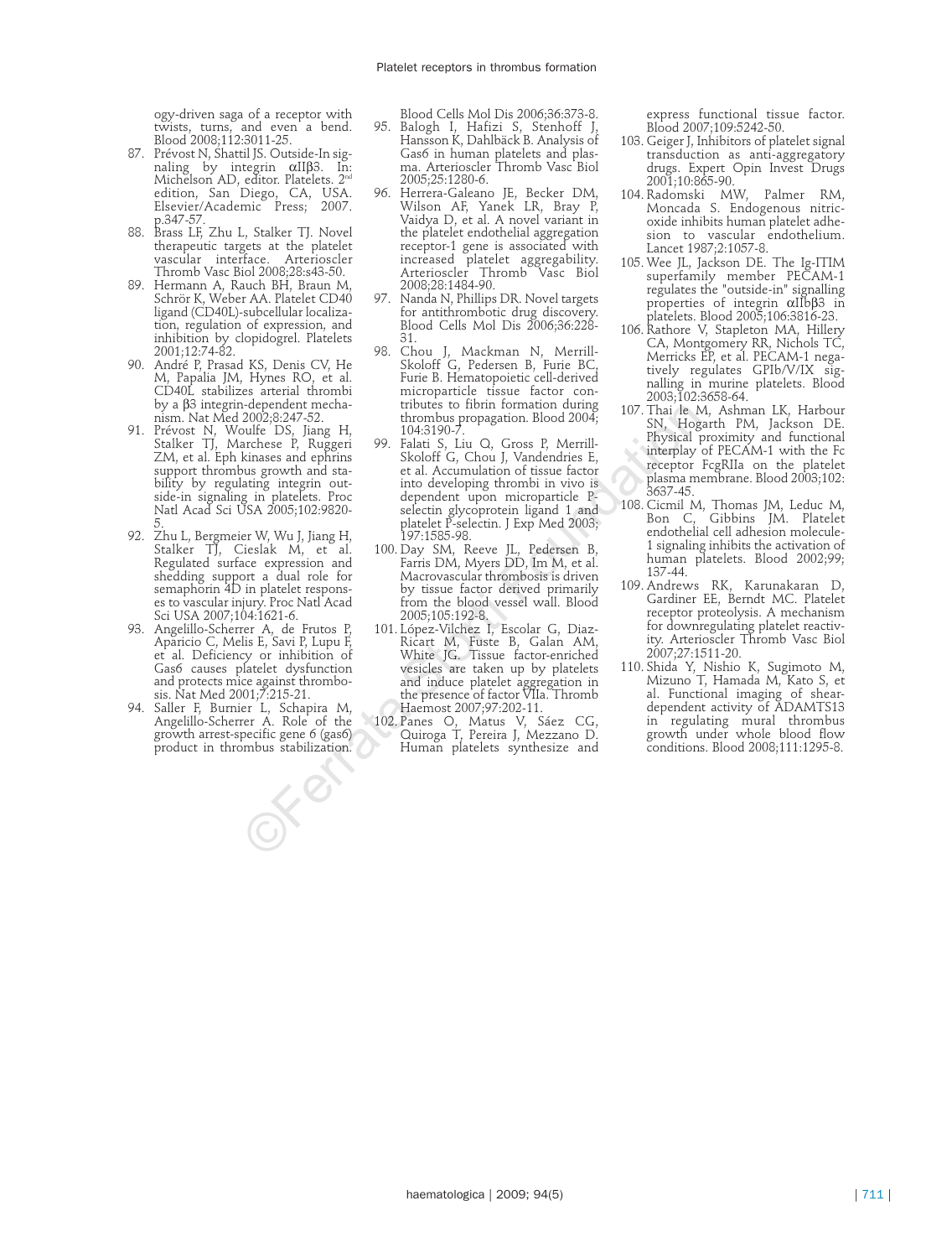ogy-driven saga of a receptor with twists, turns, and even a bend. Blood 2008;112:3011-25.

87. Prévost N, Shattil JS. Outside-In signaling by integrin αIIβ3. In: Michelson AD, editor. Platelets. 2nd edition, San Diego, CA, USA. Elsevier/Academic Press; 2007. p.347-57.
88. Brass LF, Zhu L, Stalker TJ. Novel therapeutic targets at the platelet vascular interface. Arterioscler Thromb Vasc Biol 2008;28:s43-50.
89. Hermann A, Rauch BH, Braun M, Schrör K, Weber AA. Platelet CD40 ligand (CD40L)-subcellular localization, regulation of expression, and inhibition by clopidogrel. Platelets 2001;12:74-82.
90. André P, Prasad KS, Denis CV, He M, Papalia JM, Hynes RO, et al. CD40L stabilizes arterial thrombi by a β3 integrin-dependent mechanism. Nat Med 2002;8:247-52.
91. Prévost N, Woulfe DS, Jiang H, Stalker TJ, Marchese P, Ruggeri ZM, et al. Eph kinases and ephrins support thrombus growth and stability by regulating integrin outside-in signaling in platelets. Proc Natl Acad Sci USA 2005;102:9820-5.
92. Zhu L, Bergmeier W, Wu J, Jiang H, Stalker TJ, Cieslak M, et al. Regulated surface expression and shedding support a dual role for semaphorin 4D in platelet responses to vascular injury. Proc Natl Acad Sci USA 2007;104:1621-6.
93. Angelillo-Scherrer A, de Frutos P, Aparicio C, Melis E, Savi P, Lupu F, et al. Deficiency or inhibition of Gas6 causes platelet dysfunction and protects mice against thrombosis. Nat Med 2001;7:215-21.
94. Saller F, Burnier L, Schapira M, Angelillo-Scherrer A. Role of the growth arrest-specific gene 6 (gas6) product in thrombus stabilization. Blood Cells Mol Dis 2006;36:373-8.
95. Balogh I, Hafizi S, Stenhoff J, Hansson K, Dahlbäck B. Analysis of Gas6 in human platelets and plasma. Arterioscler Thromb Vasc Biol 2005;25:1280-6.
96. Herrera-Galeano JE, Becker DM, Wilson AF, Yanek LR, Bray P, Vaidya D, et al. A novel variant in the platelet endothelial aggregation receptor-1 gene is associated with increased platelet aggregability. Arterioscler Thromb Vasc Biol 2008;28:1484-90.
97. Nanda N, Phillips DR. Novel targets for antithrombotic drug discovery. Blood Cells Mol Dis 2006;36:228-31.
98. Chou J, Mackman N, Merrill-Skoloff G, Pedersen B, Furie BC, Furie B. Hematopoietic cell-derived microparticle tissue factor contributes to fibrin formation during thrombus propagation. Blood 2004;104:3190-7.
99. Falati S, Liu Q, Gross P, Merrill-Skoloff G, Chou J, Vandendries E, et al. Accumulation of tissue factor into developing thrombi in vivo is dependent upon microparticle P-selectin glycoprotein ligand 1 and platelet P-selectin. J Exp Med 2003;197:1585-98.
100. Day SM, Reeve JL, Pedersen B, Farris DM, Myers DD, Im M, et al. Macrovascular thrombosis is driven by tissue factor derived primarily from the blood vessel wall. Blood 2005;105:192-8.
101. López-Vilchez I, Escolar G, Diaz-Ricart M, Fuste B, Galan AM, White JG. Tissue factor-enriched vesicles are taken up by platelets and induce platelet aggregation in the presence of factor VIIa. Thromb Haemost 2007;97:202-11.
102. Panes O, Matus V, Sáez CG, Quiroga T, Pereira J, Mezzano D. Human platelets synthesize and express functional tissue factor. Blood 2007;109:5242-50.
103. Geiger J, Inhibitors of platelet signal transduction as anti-aggregatory drugs. Expert Opin Invest Drugs 2001;10:865-90.
104. Radomski MW, Palmer RM, Moncada S. Endogenous nitric-oxide inhibits human platelet adhesion to vascular endothelium. Lancet 1987;2:1057-8.
105. Wee JL, Jackson DE. The Ig-ITIM superfamily member PECAM-1 regulates the "outside-in" signalling properties of integrin αIIbβ3 in platelets. Blood 2005;106:3816-23.
106. Rathore V, Stapleton MA, Hillery CA, Montgomery RR, Nichols TC, Merricks EP, et al. PECAM-1 negatively regulates GPIb/V/IX signalling in murine platelets. Blood 2003;102:3658-64.
107. Thai le M, Ashman LK, Harbour SN, Hogarth PM, Jackson DE. Physical proximity and functional interplay of PECAM-1 with the Fc receptor FcgRIIa on the platelet plasma membrane. Blood 2003;102:3637-45.
108. Cicmil M, Thomas JM, Leduc M, Bon C, Gibbins JM. Platelet endothelial cell adhesion molecule-1 signaling inhibits the activation of human platelets. Blood 2002;99;137-44.
109. Andrews RK, Karunakaran D, Gardiner EE, Berndt MC. Platelet receptor proteolysis. A mechanism for downregulating platelet reactivity. Arterioscler Thromb Vasc Biol 2007;27:1511-20.
110. Shida Y, Nishio K, Sugimoto M, Mizuno T, Hamada M, Kato S, et al. Functional imaging of shear-dependent activity of ADAMTS13 in regulating mural thrombus growth under whole blood flow conditions. Blood 2008;111:1295-8.